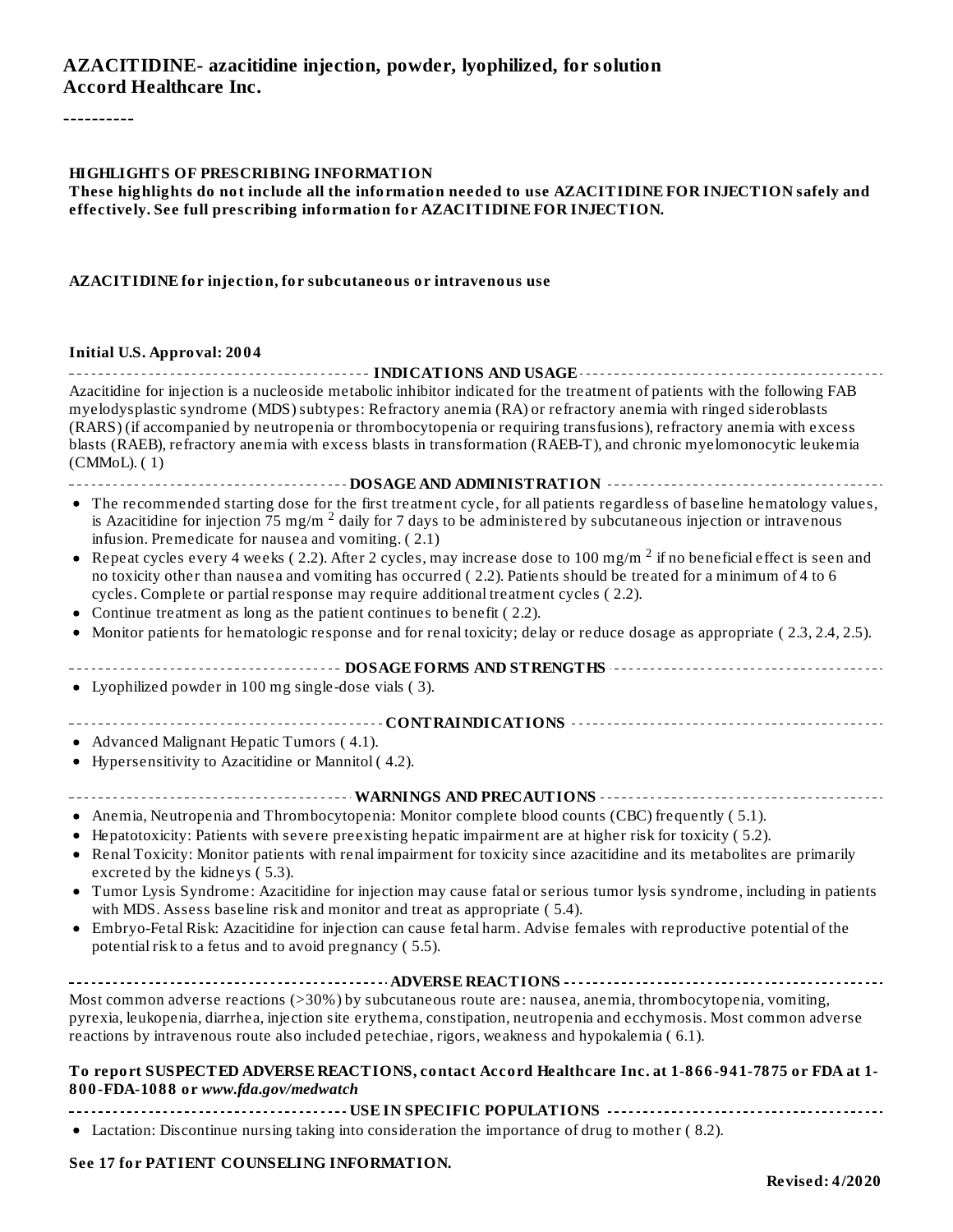# AZACITIDINE- azacitidine injection, powder, lyophilized, for solution
**Accord Healthcare Inc.**

----------

**HIGHLIGHTS OF PRESCRIBING INFORMATION**
**These highlights do not include all the information needed to use AZACITIDINE FOR INJECTION safely and effectively. See full prescribing information for AZACITIDINE FOR INJECTION.**

**AZACITIDINE for injection, for subcutaneous or intravenous use**

**Initial U.S. Approval: 2004**

## INDICATIONS AND USAGE

Azacitidine for injection is a nucleoside metabolic inhibitor indicated for the treatment of patients with the following FAB myelodysplastic syndrome (MDS) subtypes: Refractory anemia (RA) or refractory anemia with ringed sideroblasts (RARS) (if accompanied by neutropenia or thrombocytopenia or requiring transfusions), refractory anemia with excess blasts (RAEB), refractory anemia with excess blasts in transformation (RAEB-T), and chronic myelomonocytic leukemia (CMMoL). ( 1)

## DOSAGE AND ADMINISTRATION

- The recommended starting dose for the first treatment cycle, for all patients regardless of baseline hematology values, is Azacitidine for injection 75 mg/m $^2$ daily for 7 days to be administered by subcutaneous injection or intravenous infusion. Premedicate for nausea and vomiting. ( 2.1)
- Repeat cycles every 4 weeks ( 2.2). After 2 cycles, may increase dose to 100 mg/m $^2$ if no beneficial effect is seen and no toxicity other than nausea and vomiting has occurred ( 2.2). Patients should be treated for a minimum of 4 to 6 cycles. Complete or partial response may require additional treatment cycles ( 2.2).
- Continue treatment as long as the patient continues to benefit ( 2.2).
- Monitor patients for hematologic response and for renal toxicity; delay or reduce dosage as appropriate ( 2.3, 2.4, 2.5).

## DOSAGE FORMS AND STRENGTHS

- Lyophilized powder in 100 mg single-dose vials ( 3).

## CONTRAINDICATIONS

- Advanced Malignant Hepatic Tumors ( 4.1).
- Hypersensitivity to Azacitidine or Mannitol ( 4.2).

## WARNINGS AND PRECAUTIONS

- Anemia, Neutropenia and Thrombocytopenia: Monitor complete blood counts (CBC) frequently ( 5.1).
- Hepatotoxicity: Patients with severe preexisting hepatic impairment are at higher risk for toxicity ( 5.2).
- Renal Toxicity: Monitor patients with renal impairment for toxicity since azacitidine and its metabolites are primarily excreted by the kidneys ( 5.3).
- Tumor Lysis Syndrome: Azacitidine for injection may cause fatal or serious tumor lysis syndrome, including in patients with MDS. Assess baseline risk and monitor and treat as appropriate ( 5.4).
- Embryo-Fetal Risk: Azacitidine for injection can cause fetal harm. Advise females with reproductive potential of the potential risk to a fetus and to avoid pregnancy ( 5.5).

## ADVERSE REACTIONS

Most common adverse reactions (>30%) by subcutaneous route are: nausea, anemia, thrombocytopenia, vomiting, pyrexia, leukopenia, diarrhea, injection site erythema, constipation, neutropenia and ecchymosis. Most common adverse reactions by intravenous route also included petechiae, rigors, weakness and hypokalemia ( 6.1).

**To report SUSPECTED ADVERSE REACTIONS, contact Accord Healthcare Inc. at 1-866-941-7875 or FDA at 1-800-FDA-1088 or *www.fda.gov/medwatch***

## USE IN SPECIFIC POPULATIONS

- Lactation: Discontinue nursing taking into consideration the importance of drug to mother ( 8.2).

**See 17 for PATIENT COUNSELING INFORMATION.**

**Revised: 4/2020**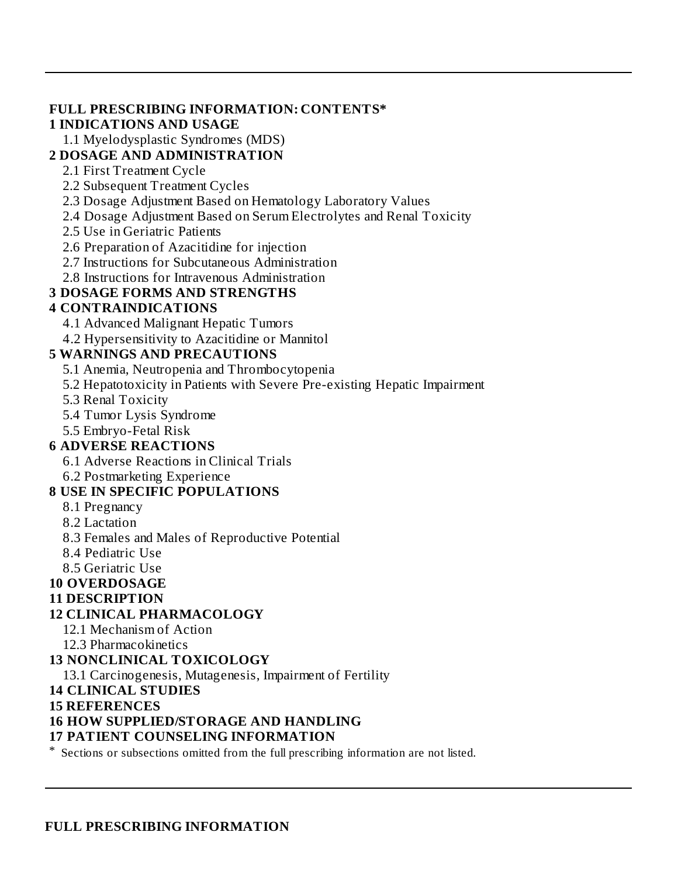**FULL PRESCRIBING INFORMATION: CONTENTS***

**1 INDICATIONS AND USAGE**

1.1 Myelodysplastic Syndromes (MDS)

**2 DOSAGE AND ADMINISTRATION**

2.1 First Treatment Cycle

2.2 Subsequent Treatment Cycles

2.3 Dosage Adjustment Based on Hematology Laboratory Values

2.4 Dosage Adjustment Based on Serum Electrolytes and Renal Toxicity

2.5 Use in Geriatric Patients

2.6 Preparation of Azacitidine for injection

2.7 Instructions for Subcutaneous Administration

2.8 Instructions for Intravenous Administration

**3 DOSAGE FORMS AND STRENGTHS**

**4 CONTRAINDICATIONS**

4.1 Advanced Malignant Hepatic Tumors

4.2 Hypersensitivity to Azacitidine or Mannitol

**5 WARNINGS AND PRECAUTIONS**

5.1 Anemia, Neutropenia and Thrombocytopenia

5.2 Hepatotoxicity in Patients with Severe Pre-existing Hepatic Impairment

5.3 Renal Toxicity

5.4 Tumor Lysis Syndrome

5.5 Embryo-Fetal Risk

**6 ADVERSE REACTIONS**

6.1 Adverse Reactions in Clinical Trials

6.2 Postmarketing Experience

**8 USE IN SPECIFIC POPULATIONS**

8.1 Pregnancy

8.2 Lactation

8.3 Females and Males of Reproductive Potential

8.4 Pediatric Use

8.5 Geriatric Use

**10 OVERDOSAGE**

**11 DESCRIPTION**

**12 CLINICAL PHARMACOLOGY**

12.1 Mechanism of Action

12.3 Pharmacokinetics

**13 NONCLINICAL TOXICOLOGY**

13.1 Carcinogenesis, Mutagenesis, Impairment of Fertility

**14 CLINICAL STUDIES**

**15 REFERENCES**

**16 HOW SUPPLIED/STORAGE AND HANDLING**

**17 PATIENT COUNSELING INFORMATION**

* Sections or subsections omitted from the full prescribing information are not listed.

---

**FULL PRESCRIBING INFORMATION**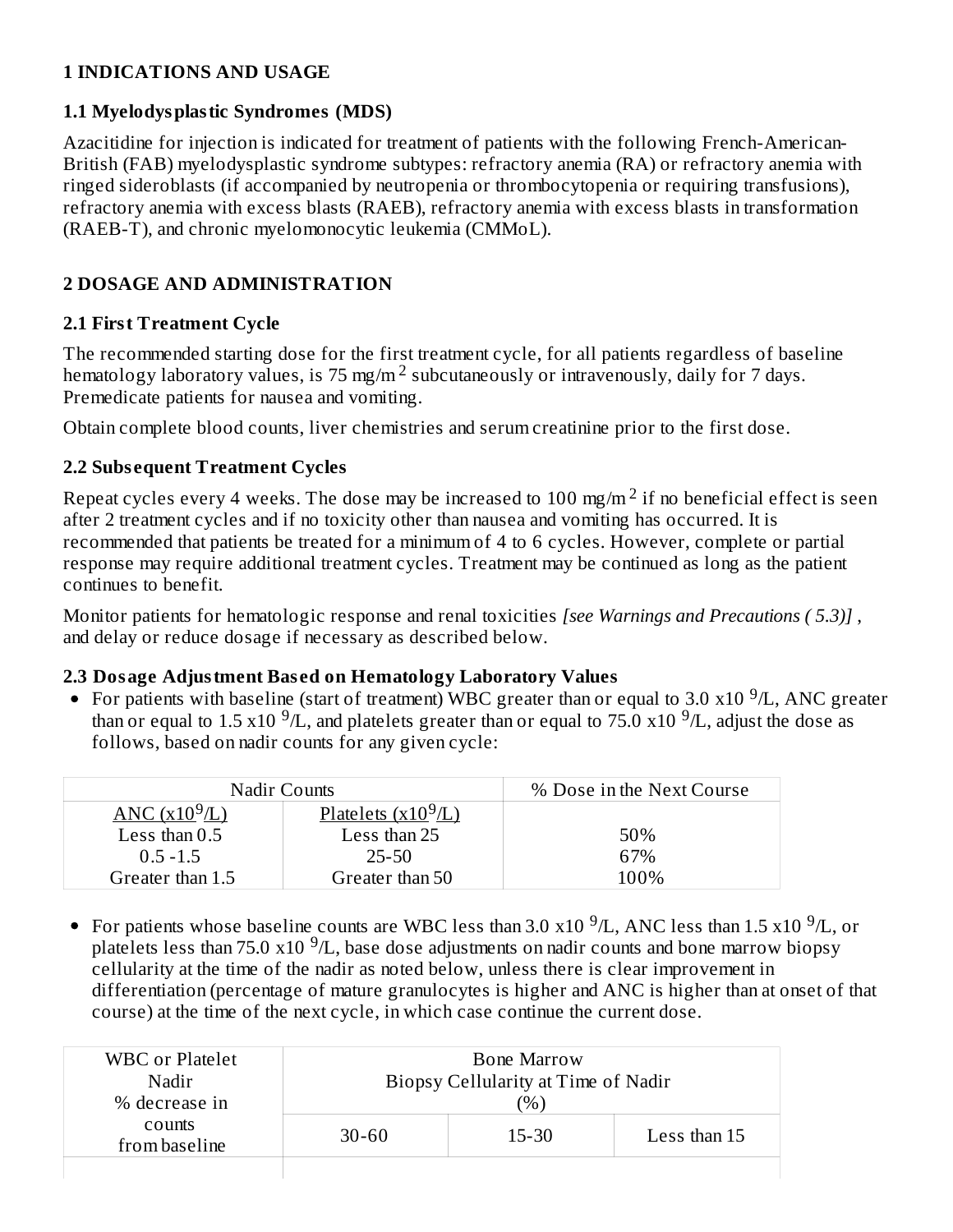# 1 INDICATIONS AND USAGE

## 1.1 Myelodysplastic Syndromes (MDS)

Azacitidine for injection is indicated for treatment of patients with the following French-American-British (FAB) myelodysplastic syndrome subtypes: refractory anemia (RA) or refractory anemia with ringed sideroblasts (if accompanied by neutropenia or thrombocytopenia or requiring transfusions), refractory anemia with excess blasts (RAEB), refractory anemia with excess blasts in transformation (RAEB-T), and chronic myelomonocytic leukemia (CMMoL).

# 2 DOSAGE AND ADMINISTRATION

## 2.1 First Treatment Cycle

The recommended starting dose for the first treatment cycle, for all patients regardless of baseline hematology laboratory values, is 75 mg/m$^2$ subcutaneously or intravenously, daily for 7 days. Premedicate patients for nausea and vomiting.

Obtain complete blood counts, liver chemistries and serum creatinine prior to the first dose.

## 2.2 Subsequent Treatment Cycles

Repeat cycles every 4 weeks. The dose may be increased to 100 mg/m$^2$ if no beneficial effect is seen after 2 treatment cycles and if no toxicity other than nausea and vomiting has occurred. It is recommended that patients be treated for a minimum of 4 to 6 cycles. However, complete or partial response may require additional treatment cycles. Treatment may be continued as long as the patient continues to benefit.

Monitor patients for hematologic response and renal toxicities *[see Warnings and Precautions ( 5.3)]* , and delay or reduce dosage if necessary as described below.

## 2.3 Dosage Adjustment Based on Hematology Laboratory Values

- For patients with baseline (start of treatment) WBC greater than or equal to 3.0 x10 $^9$/L, ANC greater than or equal to 1.5 x10 $^9$/L, and platelets greater than or equal to 75.0 x10 $^9$/L, adjust the dose as follows, based on nadir counts for any given cycle:

| Nadir Counts | | % Dose in the Next Course |
|---|---|---|
| ANC (x10$^9$/L) | Platelets (x10$^9$/L) | |
| Less than 0.5 | Less than 25 | 50% |
| 0.5 -1.5 | 25-50 | 67% |
| Greater than 1.5 | Greater than 50 | 100% |

- For patients whose baseline counts are WBC less than 3.0 x10 $^9$/L, ANC less than 1.5 x10 $^9$/L, or platelets less than 75.0 x10 $^9$/L, base dose adjustments on nadir counts and bone marrow biopsy cellularity at the time of the nadir as noted below, unless there is clear improvement in differentiation (percentage of mature granulocytes is higher and ANC is higher than at onset of that course) at the time of the next cycle, in which case continue the current dose.

| WBC or Platelet Nadir % decrease in counts from baseline | Bone Marrow Biopsy Cellularity at Time of Nadir (%) | | |
|---|---|---|---|
| | 30-60 | 15-30 | Less than 15 |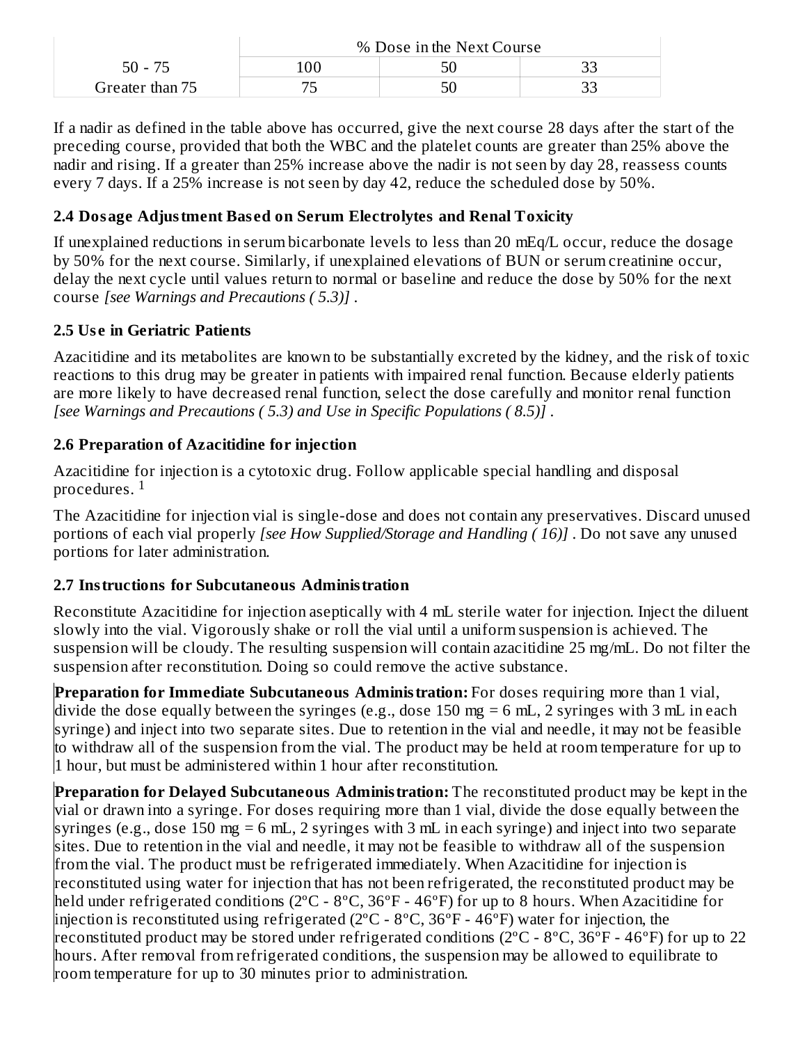| | % Dose in the Next Course | | |
|---|---|---|---|
| 50 - 75 | 100 | 50 | 33 |
| Greater than 75 | 75 | 50 | 33 |

If a nadir as defined in the table above has occurred, give the next course 28 days after the start of the preceding course, provided that both the WBC and the platelet counts are greater than 25% above the nadir and rising. If a greater than 25% increase above the nadir is not seen by day 28, reassess counts every 7 days. If a 25% increase is not seen by day 42, reduce the scheduled dose by 50%.

### 2.4 Dosage Adjustment Based on Serum Electrolytes and Renal Toxicity

If unexplained reductions in serum bicarbonate levels to less than 20 mEq/L occur, reduce the dosage by 50% for the next course. Similarly, if unexplained elevations of BUN or serum creatinine occur, delay the next cycle until values return to normal or baseline and reduce the dose by 50% for the next course *[see Warnings and Precautions ( 5.3)]* .

### 2.5 Use in Geriatric Patients

Azacitidine and its metabolites are known to be substantially excreted by the kidney, and the risk of toxic reactions to this drug may be greater in patients with impaired renal function. Because elderly patients are more likely to have decreased renal function, select the dose carefully and monitor renal function *[see Warnings and Precautions ( 5.3) and Use in Specific Populations ( 8.5)]* .

### 2.6 Preparation of Azacitidine for injection

Azacitidine for injection is a cytotoxic drug. Follow applicable special handling and disposal procedures. [1]

The Azacitidine for injection vial is single-dose and does not contain any preservatives. Discard unused portions of each vial properly *[see How Supplied/Storage and Handling ( 16)]* . Do not save any unused portions for later administration.

### 2.7 Instructions for Subcutaneous Administration

Reconstitute Azacitidine for injection aseptically with 4 mL sterile water for injection. Inject the diluent slowly into the vial. Vigorously shake or roll the vial until a uniform suspension is achieved. The suspension will be cloudy. The resulting suspension will contain azacitidine 25 mg/mL. Do not filter the suspension after reconstitution. Doing so could remove the active substance.

**Preparation for Immediate Subcutaneous Administration:** For doses requiring more than 1 vial, divide the dose equally between the syringes (e.g., dose 150 mg = 6 mL, 2 syringes with 3 mL in each syringe) and inject into two separate sites. Due to retention in the vial and needle, it may not be feasible to withdraw all of the suspension from the vial. The product may be held at room temperature for up to 1 hour, but must be administered within 1 hour after reconstitution.

**Preparation for Delayed Subcutaneous Administration:** The reconstituted product may be kept in the vial or drawn into a syringe. For doses requiring more than 1 vial, divide the dose equally between the syringes (e.g., dose 150 mg = 6 mL, 2 syringes with 3 mL in each syringe) and inject into two separate sites. Due to retention in the vial and needle, it may not be feasible to withdraw all of the suspension from the vial. The product must be refrigerated immediately. When Azacitidine for injection is reconstituted using water for injection that has not been refrigerated, the reconstituted product may be held under refrigerated conditions (2ºC - 8ºC, 36ºF - 46ºF) for up to 8 hours. When Azacitidine for injection is reconstituted using refrigerated (2ºC - 8ºC, 36ºF - 46ºF) water for injection, the reconstituted product may be stored under refrigerated conditions (2ºC - 8ºC, 36ºF - 46ºF) for up to 22 hours. After removal from refrigerated conditions, the suspension may be allowed to equilibrate to room temperature for up to 30 minutes prior to administration.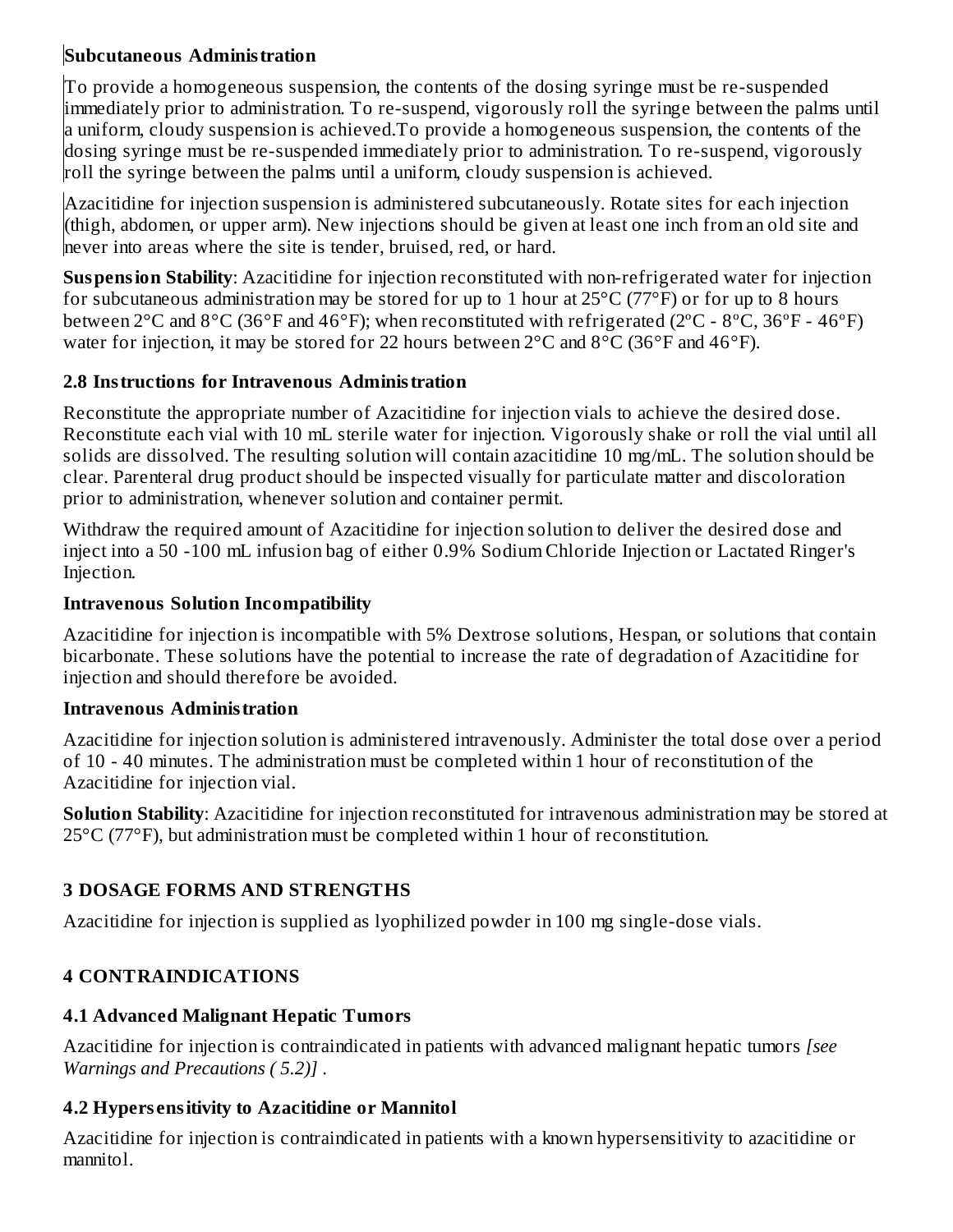**Subcutaneous Administration**

To provide a homogeneous suspension, the contents of the dosing syringe must be re-suspended immediately prior to administration. To re-suspend, vigorously roll the syringe between the palms until a uniform, cloudy suspension is achieved.To provide a homogeneous suspension, the contents of the dosing syringe must be re-suspended immediately prior to administration. To re-suspend, vigorously roll the syringe between the palms until a uniform, cloudy suspension is achieved.

Azacitidine for injection suspension is administered subcutaneously. Rotate sites for each injection (thigh, abdomen, or upper arm). New injections should be given at least one inch from an old site and never into areas where the site is tender, bruised, red, or hard.

**Suspension Stability**: Azacitidine for injection reconstituted with non-refrigerated water for injection for subcutaneous administration may be stored for up to 1 hour at 25°C (77°F) or for up to 8 hours between 2°C and 8°C (36°F and 46°F); when reconstituted with refrigerated (2ºC - 8ºC, 36ºF - 46ºF) water for injection, it may be stored for 22 hours between 2°C and 8°C (36°F and 46°F).

### 2.8 Instructions for Intravenous Administration

Reconstitute the appropriate number of Azacitidine for injection vials to achieve the desired dose. Reconstitute each vial with 10 mL sterile water for injection. Vigorously shake or roll the vial until all solids are dissolved. The resulting solution will contain azacitidine 10 mg/mL. The solution should be clear. Parenteral drug product should be inspected visually for particulate matter and discoloration prior to administration, whenever solution and container permit.

Withdraw the required amount of Azacitidine for injection solution to deliver the desired dose and inject into a 50 -100 mL infusion bag of either 0.9% Sodium Chloride Injection or Lactated Ringer's Injection.

**Intravenous Solution Incompatibility**

Azacitidine for injection is incompatible with 5% Dextrose solutions, Hespan, or solutions that contain bicarbonate. These solutions have the potential to increase the rate of degradation of Azacitidine for injection and should therefore be avoided.

**Intravenous Administration**

Azacitidine for injection solution is administered intravenously. Administer the total dose over a period of 10 - 40 minutes. The administration must be completed within 1 hour of reconstitution of the Azacitidine for injection vial.

**Solution Stability**: Azacitidine for injection reconstituted for intravenous administration may be stored at 25°C (77°F), but administration must be completed within 1 hour of reconstitution.

## 3 DOSAGE FORMS AND STRENGTHS

Azacitidine for injection is supplied as lyophilized powder in 100 mg single-dose vials.

## 4 CONTRAINDICATIONS

### 4.1 Advanced Malignant Hepatic Tumors

Azacitidine for injection is contraindicated in patients with advanced malignant hepatic tumors *[see Warnings and Precautions ( 5.2)]* .

### 4.2 Hypersensitivity to Azacitidine or Mannitol

Azacitidine for injection is contraindicated in patients with a known hypersensitivity to azacitidine or mannitol.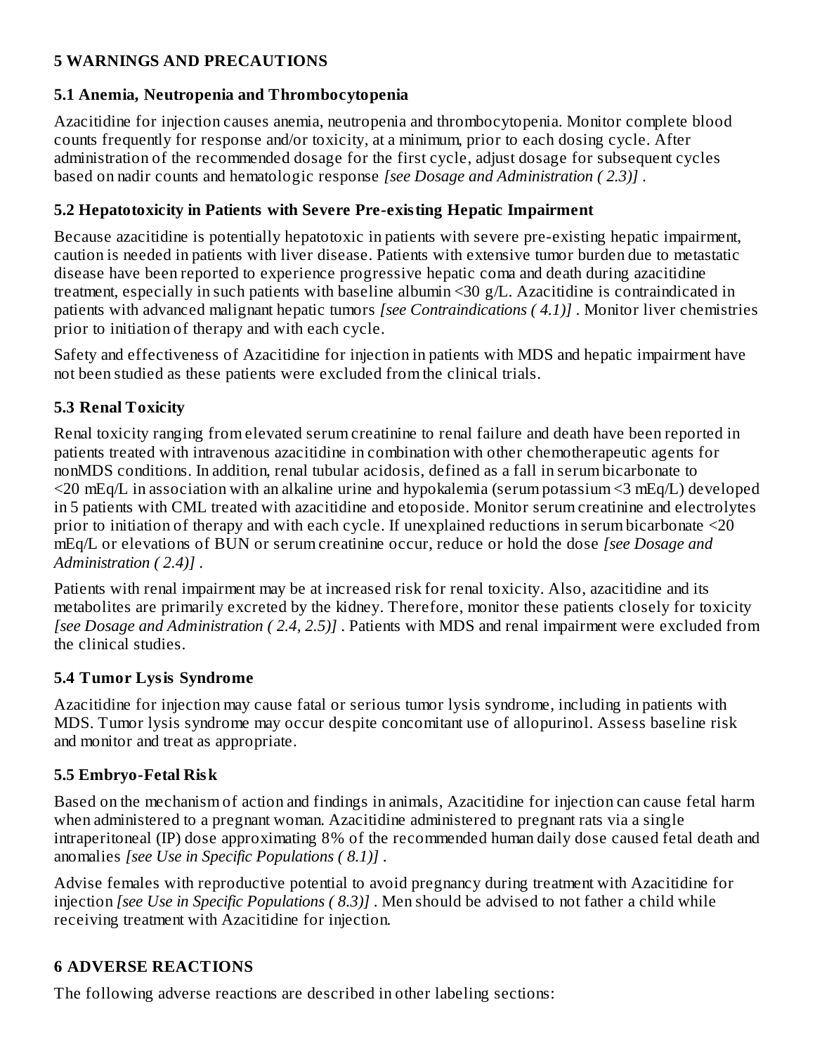## 5 WARNINGS AND PRECAUTIONS

### 5.1 Anemia, Neutropenia and Thrombocytopenia

Azacitidine for injection causes anemia, neutropenia and thrombocytopenia. Monitor complete blood counts frequently for response and/or toxicity, at a minimum, prior to each dosing cycle. After administration of the recommended dosage for the first cycle, adjust dosage for subsequent cycles based on nadir counts and hematologic response *[see Dosage and Administration ( 2.3)]* .

### 5.2 Hepatotoxicity in Patients with Severe Pre-existing Hepatic Impairment

Because azacitidine is potentially hepatotoxic in patients with severe pre-existing hepatic impairment, caution is needed in patients with liver disease. Patients with extensive tumor burden due to metastatic disease have been reported to experience progressive hepatic coma and death during azacitidine treatment, especially in such patients with baseline albumin <30 g/L. Azacitidine is contraindicated in patients with advanced malignant hepatic tumors *[see Contraindications ( 4.1)]* . Monitor liver chemistries prior to initiation of therapy and with each cycle.

Safety and effectiveness of Azacitidine for injection in patients with MDS and hepatic impairment have not been studied as these patients were excluded from the clinical trials.

### 5.3 Renal Toxicity

Renal toxicity ranging from elevated serum creatinine to renal failure and death have been reported in patients treated with intravenous azacitidine in combination with other chemotherapeutic agents for nonMDS conditions. In addition, renal tubular acidosis, defined as a fall in serum bicarbonate to <20 mEq/L in association with an alkaline urine and hypokalemia (serum potassium <3 mEq/L) developed in 5 patients with CML treated with azacitidine and etoposide. Monitor serum creatinine and electrolytes prior to initiation of therapy and with each cycle. If unexplained reductions in serum bicarbonate <20 mEq/L or elevations of BUN or serum creatinine occur, reduce or hold the dose *[see Dosage and Administration ( 2.4)]* .

Patients with renal impairment may be at increased risk for renal toxicity. Also, azacitidine and its metabolites are primarily excreted by the kidney. Therefore, monitor these patients closely for toxicity *[see Dosage and Administration ( 2.4, 2.5)]* . Patients with MDS and renal impairment were excluded from the clinical studies.

### 5.4 Tumor Lysis Syndrome

Azacitidine for injection may cause fatal or serious tumor lysis syndrome, including in patients with MDS. Tumor lysis syndrome may occur despite concomitant use of allopurinol. Assess baseline risk and monitor and treat as appropriate.

### 5.5 Embryo-Fetal Risk

Based on the mechanism of action and findings in animals, Azacitidine for injection can cause fetal harm when administered to a pregnant woman. Azacitidine administered to pregnant rats via a single intraperitoneal (IP) dose approximating 8% of the recommended human daily dose caused fetal death and anomalies *[see Use in Specific Populations ( 8.1)]* .

Advise females with reproductive potential to avoid pregnancy during treatment with Azacitidine for injection *[see Use in Specific Populations ( 8.3)]* . Men should be advised to not father a child while receiving treatment with Azacitidine for injection.

## 6 ADVERSE REACTIONS

The following adverse reactions are described in other labeling sections: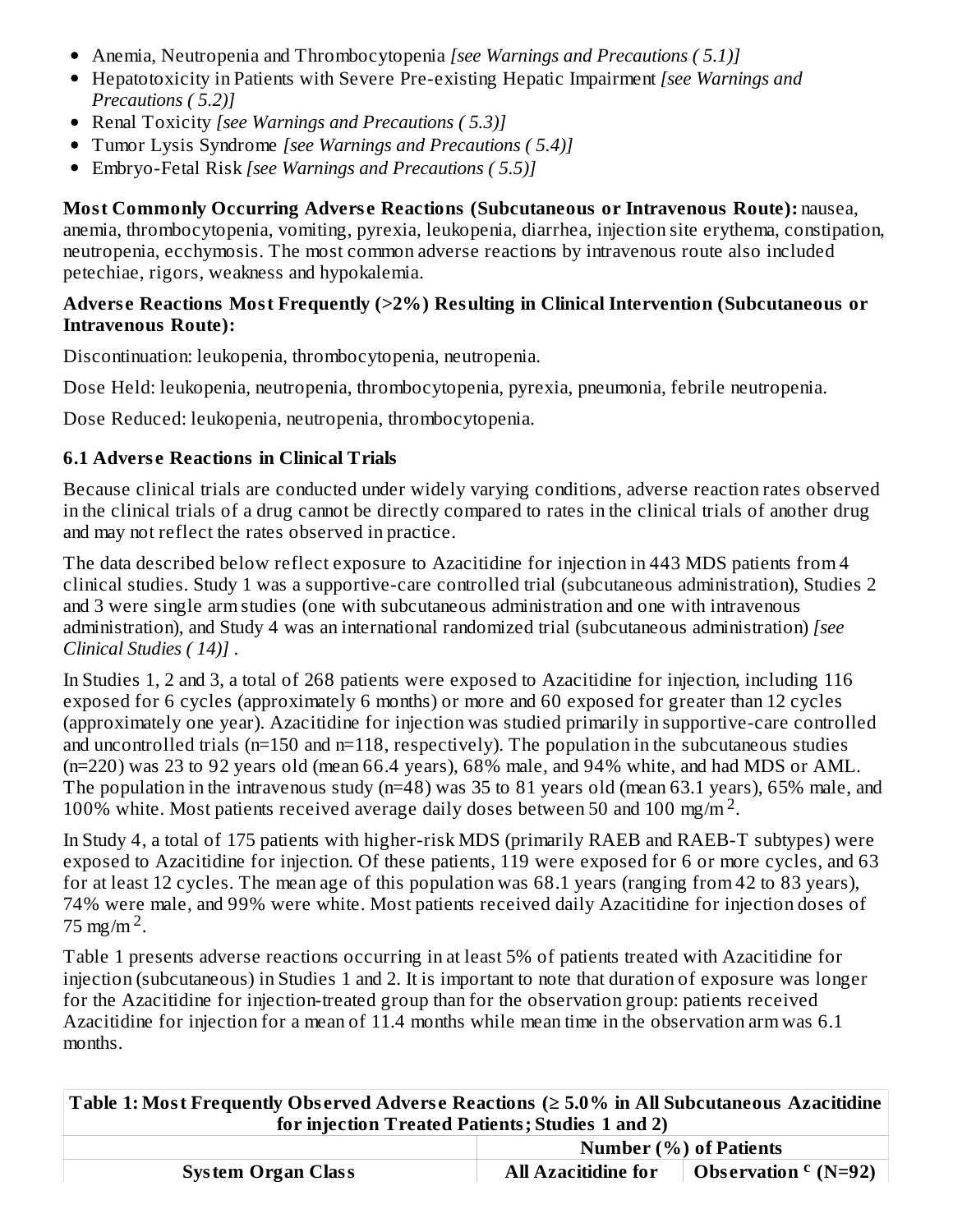- Anemia, Neutropenia and Thrombocytopenia *[see Warnings and Precautions ( 5.1)]*
- Hepatotoxicity in Patients with Severe Pre-existing Hepatic Impairment *[see Warnings and Precautions ( 5.2)]*
- Renal Toxicity *[see Warnings and Precautions ( 5.3)]*
- Tumor Lysis Syndrome *[see Warnings and Precautions ( 5.4)]*
- Embryo-Fetal Risk *[see Warnings and Precautions ( 5.5)]*

**Most Commonly Occurring Adverse Reactions (Subcutaneous or Intravenous Route):** nausea, anemia, thrombocytopenia, vomiting, pyrexia, leukopenia, diarrhea, injection site erythema, constipation, neutropenia, ecchymosis. The most common adverse reactions by intravenous route also included petechiae, rigors, weakness and hypokalemia.

**Adverse Reactions Most Frequently (>2%) Resulting in Clinical Intervention (Subcutaneous or Intravenous Route):**

Discontinuation: leukopenia, thrombocytopenia, neutropenia.

Dose Held: leukopenia, neutropenia, thrombocytopenia, pyrexia, pneumonia, febrile neutropenia.

Dose Reduced: leukopenia, neutropenia, thrombocytopenia.

### 6.1 Adverse Reactions in Clinical Trials

Because clinical trials are conducted under widely varying conditions, adverse reaction rates observed in the clinical trials of a drug cannot be directly compared to rates in the clinical trials of another drug and may not reflect the rates observed in practice.

The data described below reflect exposure to Azacitidine for injection in 443 MDS patients from 4 clinical studies. Study 1 was a supportive-care controlled trial (subcutaneous administration), Studies 2 and 3 were single arm studies (one with subcutaneous administration and one with intravenous administration), and Study 4 was an international randomized trial (subcutaneous administration) *[see Clinical Studies ( 14)]* .

In Studies 1, 2 and 3, a total of 268 patients were exposed to Azacitidine for injection, including 116 exposed for 6 cycles (approximately 6 months) or more and 60 exposed for greater than 12 cycles (approximately one year). Azacitidine for injection was studied primarily in supportive-care controlled and uncontrolled trials (n=150 and n=118, respectively). The population in the subcutaneous studies (n=220) was 23 to 92 years old (mean 66.4 years), 68% male, and 94% white, and had MDS or AML. The population in the intravenous study (n=48) was 35 to 81 years old (mean 63.1 years), 65% male, and 100% white. Most patients received average daily doses between 50 and 100 mg/m$^2$.

In Study 4, a total of 175 patients with higher-risk MDS (primarily RAEB and RAEB-T subtypes) were exposed to Azacitidine for injection. Of these patients, 119 were exposed for 6 or more cycles, and 63 for at least 12 cycles. The mean age of this population was 68.1 years (ranging from 42 to 83 years), 74% were male, and 99% were white. Most patients received daily Azacitidine for injection doses of 75 mg/m$^2$.

Table 1 presents adverse reactions occurring in at least 5% of patients treated with Azacitidine for injection (subcutaneous) in Studies 1 and 2. It is important to note that duration of exposure was longer for the Azacitidine for injection-treated group than for the observation group: patients received Azacitidine for injection for a mean of 11.4 months while mean time in the observation arm was 6.1 months.

**Table 1: Most Frequently Observed Adverse Reactions (≥ 5.0% in All Subcutaneous Azacitidine for injection Treated Patients; Studies 1 and 2)**

| | Number (%) of Patients | |
|---|---|---|
| **System Organ Class** | **All Azacitidine for** | **Observation [c] (N=92)** |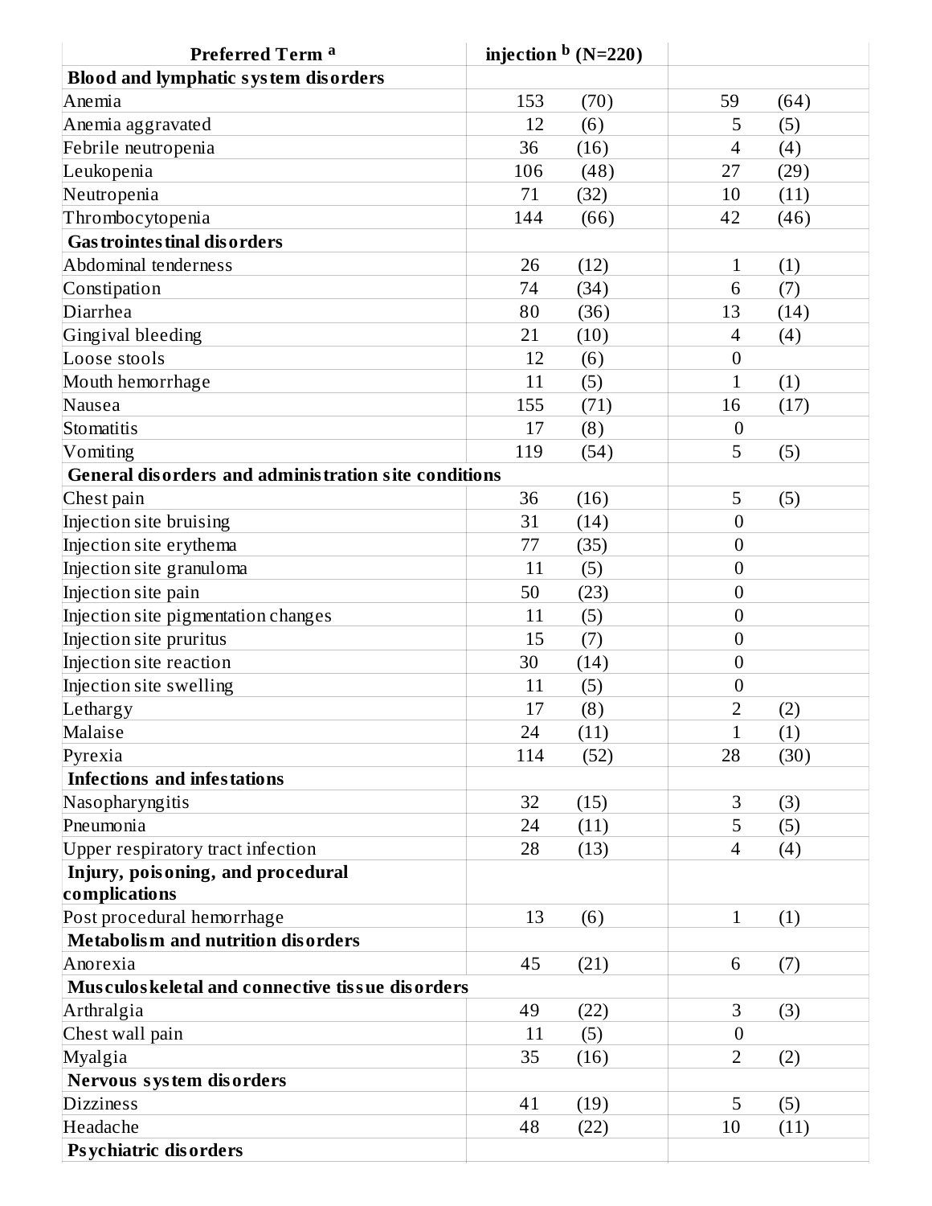| Preferred Term [a] | injection [b] (N=220) | |
|---|---|---|
| **Blood and lymphatic system disorders** | | |
| Anemia | 153 (70) | 59 (64) |
| Anemia aggravated | 12 (6) | 5 (5) |
| Febrile neutropenia | 36 (16) | 4 (4) |
| Leukopenia | 106 (48) | 27 (29) |
| Neutropenia | 71 (32) | 10 (11) |
| Thrombocytopenia | 144 (66) | 42 (46) |
| **Gastrointestinal disorders** | | |
| Abdominal tenderness | 26 (12) | 1 (1) |
| Constipation | 74 (34) | 6 (7) |
| Diarrhea | 80 (36) | 13 (14) |
| Gingival bleeding | 21 (10) | 4 (4) |
| Loose stools | 12 (6) | 0 |
| Mouth hemorrhage | 11 (5) | 1 (1) |
| Nausea | 155 (71) | 16 (17) |
| Stomatitis | 17 (8) | 0 |
| Vomiting | 119 (54) | 5 (5) |
| **General disorders and administration site conditions** | | |
| Chest pain | 36 (16) | 5 (5) |
| Injection site bruising | 31 (14) | 0 |
| Injection site erythema | 77 (35) | 0 |
| Injection site granuloma | 11 (5) | 0 |
| Injection site pain | 50 (23) | 0 |
| Injection site pigmentation changes | 11 (5) | 0 |
| Injection site pruritus | 15 (7) | 0 |
| Injection site reaction | 30 (14) | 0 |
| Injection site swelling | 11 (5) | 0 |
| Lethargy | 17 (8) | 2 (2) |
| Malaise | 24 (11) | 1 (1) |
| Pyrexia | 114 (52) | 28 (30) |
| **Infections and infestations** | | |
| Nasopharyngitis | 32 (15) | 3 (3) |
| Pneumonia | 24 (11) | 5 (5) |
| Upper respiratory tract infection | 28 (13) | 4 (4) |
| **Injury, poisoning, and procedural complications** | | |
| Post procedural hemorrhage | 13 (6) | 1 (1) |
| **Metabolism and nutrition disorders** | | |
| Anorexia | 45 (21) | 6 (7) |
| **Musculoskeletal and connective tissue disorders** | | |
| Arthralgia | 49 (22) | 3 (3) |
| Chest wall pain | 11 (5) | 0 |
| Myalgia | 35 (16) | 2 (2) |
| **Nervous system disorders** | | |
| Dizziness | 41 (19) | 5 (5) |
| Headache | 48 (22) | 10 (11) |
| **Psychiatric disorders** | | |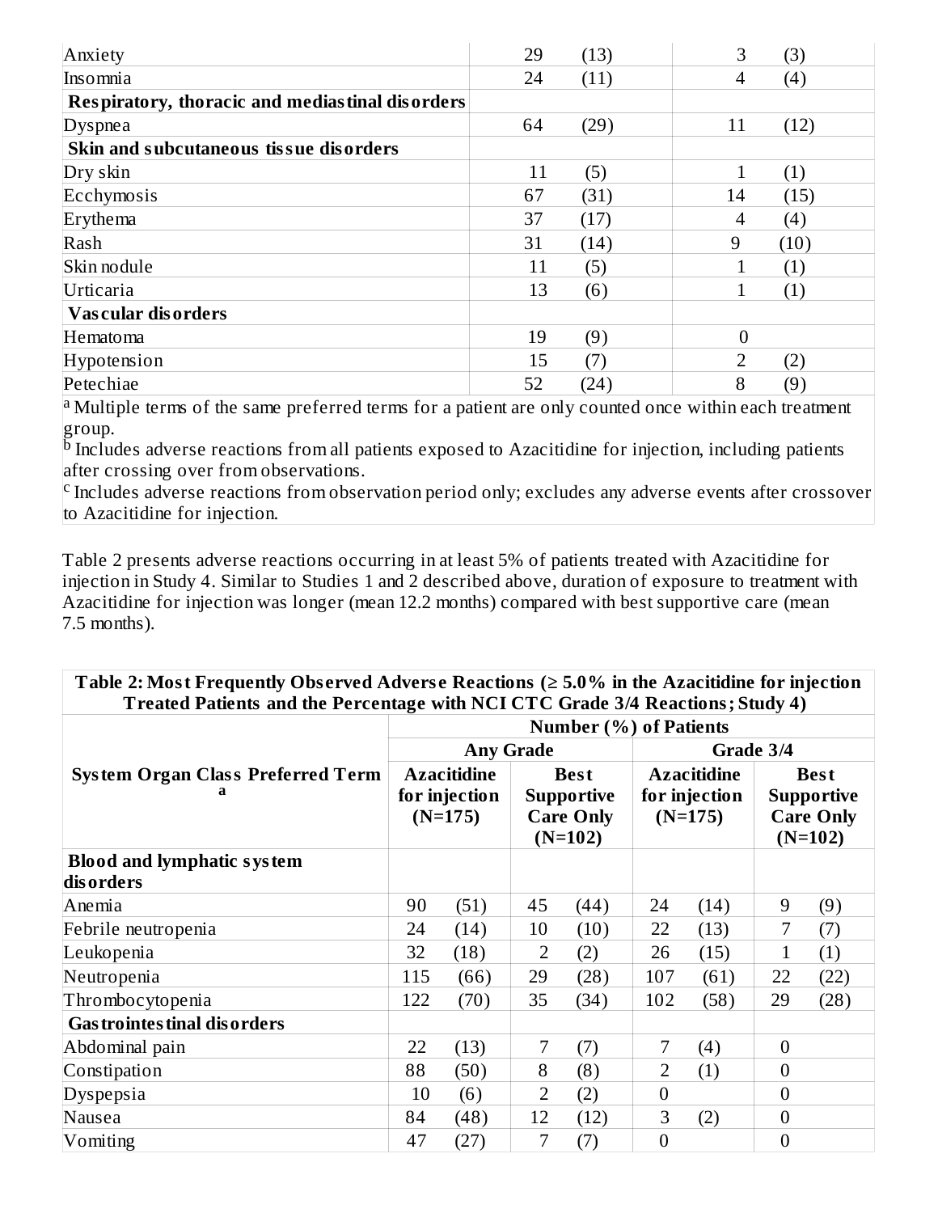| | | | | |
|---|---|---|---|---|
| Anxiety | 29 | (13) | 3 | (3) |
| Insomnia | 24 | (11) | 4 | (4) |
| **Respiratory, thoracic and mediastinal disorders** | | | | |
| Dyspnea | 64 | (29) | 11 | (12) |
| **Skin and subcutaneous tissue disorders** | | | | |
| Dry skin | 11 | (5) | 1 | (1) |
| Ecchymosis | 67 | (31) | 14 | (15) |
| Erythema | 37 | (17) | 4 | (4) |
| Rash | 31 | (14) | 9 | (10) |
| Skin nodule | 11 | (5) | 1 | (1) |
| Urticaria | 13 | (6) | 1 | (1) |
| **Vascular disorders** | | | | |
| Hematoma | 19 | (9) | 0 | |
| Hypotension | 15 | (7) | 2 | (2) |
| Petechiae | 52 | (24) | 8 | (9) |

[a] Multiple terms of the same preferred terms for a patient are only counted once within each treatment group.
[b] Includes adverse reactions from all patients exposed to Azacitidine for injection, including patients after crossing over from observations.
[c] Includes adverse reactions from observation period only; excludes any adverse events after crossover to Azacitidine for injection.

Table 2 presents adverse reactions occurring in at least 5% of patients treated with Azacitidine for injection in Study 4. Similar to Studies 1 and 2 described above, duration of exposure to treatment with Azacitidine for injection was longer (mean 12.2 months) compared with best supportive care (mean 7.5 months).

**Table 2: Most Frequently Observed Adverse Reactions (≥ 5.0% in the Azacitidine for injection Treated Patients and the Percentage with NCI CTC Grade 3/4 Reactions; Study 4)**

| System Organ Class Preferred Term [a] | Number (%) of Patients | | | | | | | |
|---|---|---|---|---|---|---|---|---|
| | Any Grade | | | | Grade 3/4 | | | |
| | Azacitidine for injection (N=175) | | Best Supportive Care Only (N=102) | | Azacitidine for injection (N=175) | | Best Supportive Care Only (N=102) | |
| **Blood and lymphatic system disorders** | | | | | | | | |
| Anemia | 90 | (51) | 45 | (44) | 24 | (14) | 9 | (9) |
| Febrile neutropenia | 24 | (14) | 10 | (10) | 22 | (13) | 7 | (7) |
| Leukopenia | 32 | (18) | 2 | (2) | 26 | (15) | 1 | (1) |
| Neutropenia | 115 | (66) | 29 | (28) | 107 | (61) | 22 | (22) |
| Thrombocytopenia | 122 | (70) | 35 | (34) | 102 | (58) | 29 | (28) |
| **Gastrointestinal disorders** | | | | | | | | |
| Abdominal pain | 22 | (13) | 7 | (7) | 7 | (4) | 0 | |
| Constipation | 88 | (50) | 8 | (8) | 2 | (1) | 0 | |
| Dyspepsia | 10 | (6) | 2 | (2) | 0 | | 0 | |
| Nausea | 84 | (48) | 12 | (12) | 3 | (2) | 0 | |
| Vomiting | 47 | (27) | 7 | (7) | 0 | | 0 | |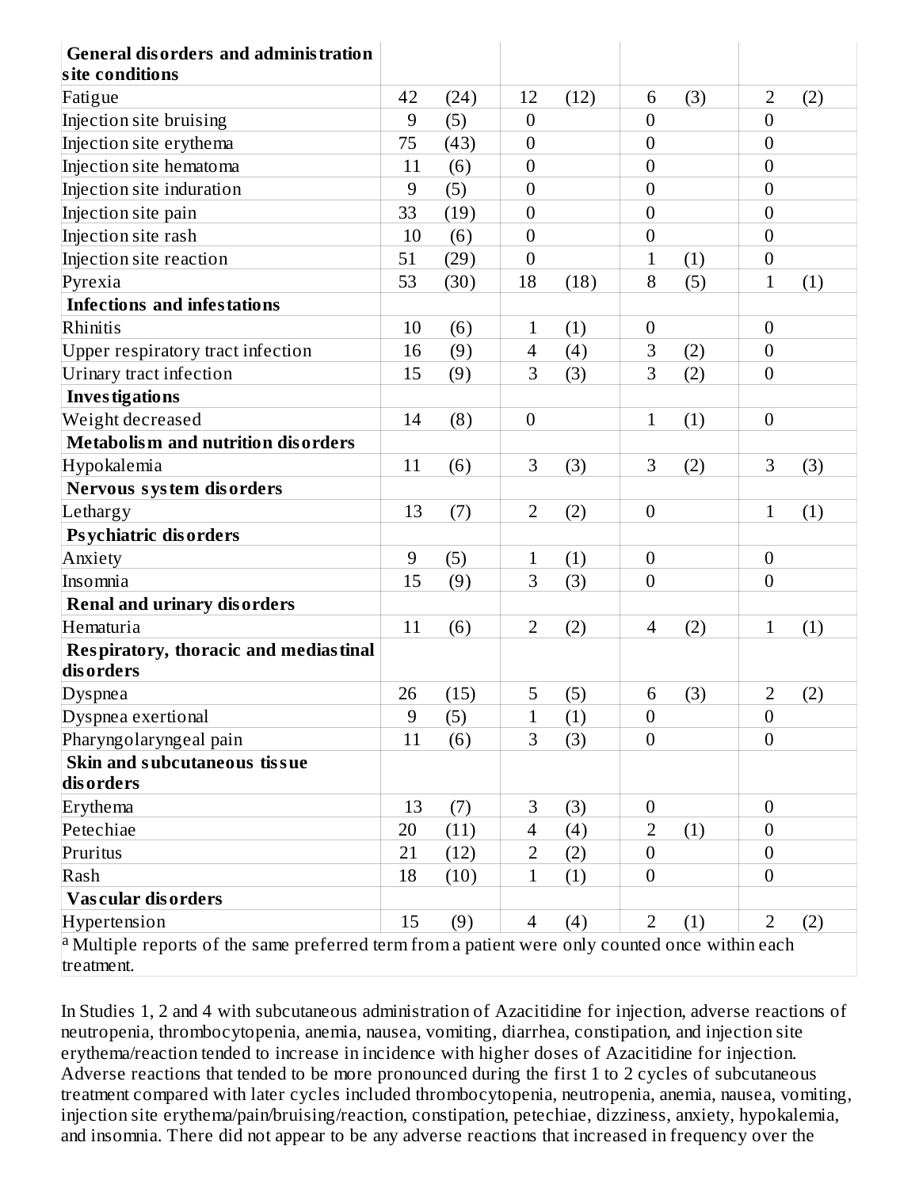| General disorders and administration site conditions | | | | | | | | |
|---|---|---|---|---|---|---|---|---|
| Fatigue | 42 | (24) | 12 | (12) | 6 | (3) | 2 | (2) |
| Injection site bruising | 9 | (5) | 0 | | 0 | | 0 | |
| Injection site erythema | 75 | (43) | 0 | | 0 | | 0 | |
| Injection site hematoma | 11 | (6) | 0 | | 0 | | 0 | |
| Injection site induration | 9 | (5) | 0 | | 0 | | 0 | |
| Injection site pain | 33 | (19) | 0 | | 0 | | 0 | |
| Injection site rash | 10 | (6) | 0 | | 0 | | 0 | |
| Injection site reaction | 51 | (29) | 0 | | 1 | (1) | 0 | |
| Pyrexia | 53 | (30) | 18 | (18) | 8 | (5) | 1 | (1) |
| **Infections and infestations** | | | | | | | | |
| Rhinitis | 10 | (6) | 1 | (1) | 0 | | 0 | |
| Upper respiratory tract infection | 16 | (9) | 4 | (4) | 3 | (2) | 0 | |
| Urinary tract infection | 15 | (9) | 3 | (3) | 3 | (2) | 0 | |
| **Investigations** | | | | | | | | |
| Weight decreased | 14 | (8) | 0 | | 1 | (1) | 0 | |
| **Metabolism and nutrition disorders** | | | | | | | | |
| Hypokalemia | 11 | (6) | 3 | (3) | 3 | (2) | 3 | (3) |
| **Nervous system disorders** | | | | | | | | |
| Lethargy | 13 | (7) | 2 | (2) | 0 | | 1 | (1) |
| **Psychiatric disorders** | | | | | | | | |
| Anxiety | 9 | (5) | 1 | (1) | 0 | | 0 | |
| Insomnia | 15 | (9) | 3 | (3) | 0 | | 0 | |
| **Renal and urinary disorders** | | | | | | | | |
| Hematuria | 11 | (6) | 2 | (2) | 4 | (2) | 1 | (1) |
| **Respiratory, thoracic and mediastinal disorders** | | | | | | | | |
| Dyspnea | 26 | (15) | 5 | (5) | 6 | (3) | 2 | (2) |
| Dyspnea exertional | 9 | (5) | 1 | (1) | 0 | | 0 | |
| Pharyngolaryngeal pain | 11 | (6) | 3 | (3) | 0 | | 0 | |
| **Skin and subcutaneous tissue disorders** | | | | | | | | |
| Erythema | 13 | (7) | 3 | (3) | 0 | | 0 | |
| Petechiae | 20 | (11) | 4 | (4) | 2 | (1) | 0 | |
| Pruritus | 21 | (12) | 2 | (2) | 0 | | 0 | |
| Rash | 18 | (10) | 1 | (1) | 0 | | 0 | |
| **Vascular disorders** | | | | | | | | |
| Hypertension | 15 | (9) | 4 | (4) | 2 | (1) | 2 | (2) |

[a] Multiple reports of the same preferred term from a patient were only counted once within each treatment.

In Studies 1, 2 and 4 with subcutaneous administration of Azacitidine for injection, adverse reactions of neutropenia, thrombocytopenia, anemia, nausea, vomiting, diarrhea, constipation, and injection site erythema/reaction tended to increase in incidence with higher doses of Azacitidine for injection. Adverse reactions that tended to be more pronounced during the first 1 to 2 cycles of subcutaneous treatment compared with later cycles included thrombocytopenia, neutropenia, anemia, nausea, vomiting, injection site erythema/pain/bruising/reaction, constipation, petechiae, dizziness, anxiety, hypokalemia, and insomnia. There did not appear to be any adverse reactions that increased in frequency over the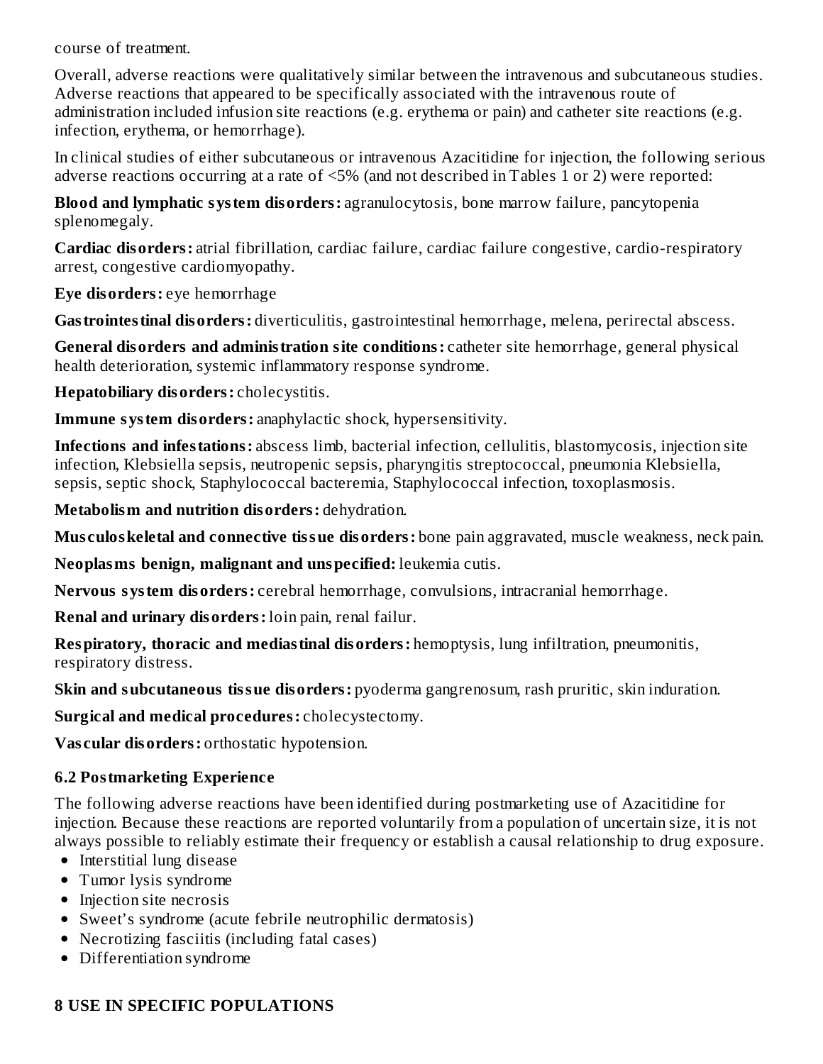course of treatment.

Overall, adverse reactions were qualitatively similar between the intravenous and subcutaneous studies. Adverse reactions that appeared to be specifically associated with the intravenous route of administration included infusion site reactions (e.g. erythema or pain) and catheter site reactions (e.g. infection, erythema, or hemorrhage).

In clinical studies of either subcutaneous or intravenous Azacitidine for injection, the following serious adverse reactions occurring at a rate of <5% (and not described in Tables 1 or 2) were reported:

**Blood and lymphatic system disorders:** agranulocytosis, bone marrow failure, pancytopenia splenomegaly.

**Cardiac disorders:** atrial fibrillation, cardiac failure, cardiac failure congestive, cardio-respiratory arrest, congestive cardiomyopathy.

**Eye disorders:** eye hemorrhage

**Gastrointestinal disorders:** diverticulitis, gastrointestinal hemorrhage, melena, perirectal abscess.

**General disorders and administration site conditions:** catheter site hemorrhage, general physical health deterioration, systemic inflammatory response syndrome.

**Hepatobiliary disorders:** cholecystitis.

**Immune system disorders:** anaphylactic shock, hypersensitivity.

**Infections and infestations:** abscess limb, bacterial infection, cellulitis, blastomycosis, injection site infection, Klebsiella sepsis, neutropenic sepsis, pharyngitis streptococcal, pneumonia Klebsiella, sepsis, septic shock, Staphylococcal bacteremia, Staphylococcal infection, toxoplasmosis.

**Metabolism and nutrition disorders:** dehydration.

**Musculoskeletal and connective tissue disorders:** bone pain aggravated, muscle weakness, neck pain.

**Neoplasms benign, malignant and unspecified:** leukemia cutis.

**Nervous system disorders:** cerebral hemorrhage, convulsions, intracranial hemorrhage.

**Renal and urinary disorders:** loin pain, renal failur.

**Respiratory, thoracic and mediastinal disorders:** hemoptysis, lung infiltration, pneumonitis, respiratory distress.

**Skin and subcutaneous tissue disorders:** pyoderma gangrenosum, rash pruritic, skin induration.

**Surgical and medical procedures:** cholecystectomy.

**Vascular disorders:** orthostatic hypotension.

### 6.2 Postmarketing Experience

The following adverse reactions have been identified during postmarketing use of Azacitidine for injection. Because these reactions are reported voluntarily from a population of uncertain size, it is not always possible to reliably estimate their frequency or establish a causal relationship to drug exposure.

- Interstitial lung disease
- Tumor lysis syndrome
- Injection site necrosis
- Sweet's syndrome (acute febrile neutrophilic dermatosis)
- Necrotizing fasciitis (including fatal cases)
- Differentiation syndrome

## 8 USE IN SPECIFIC POPULATIONS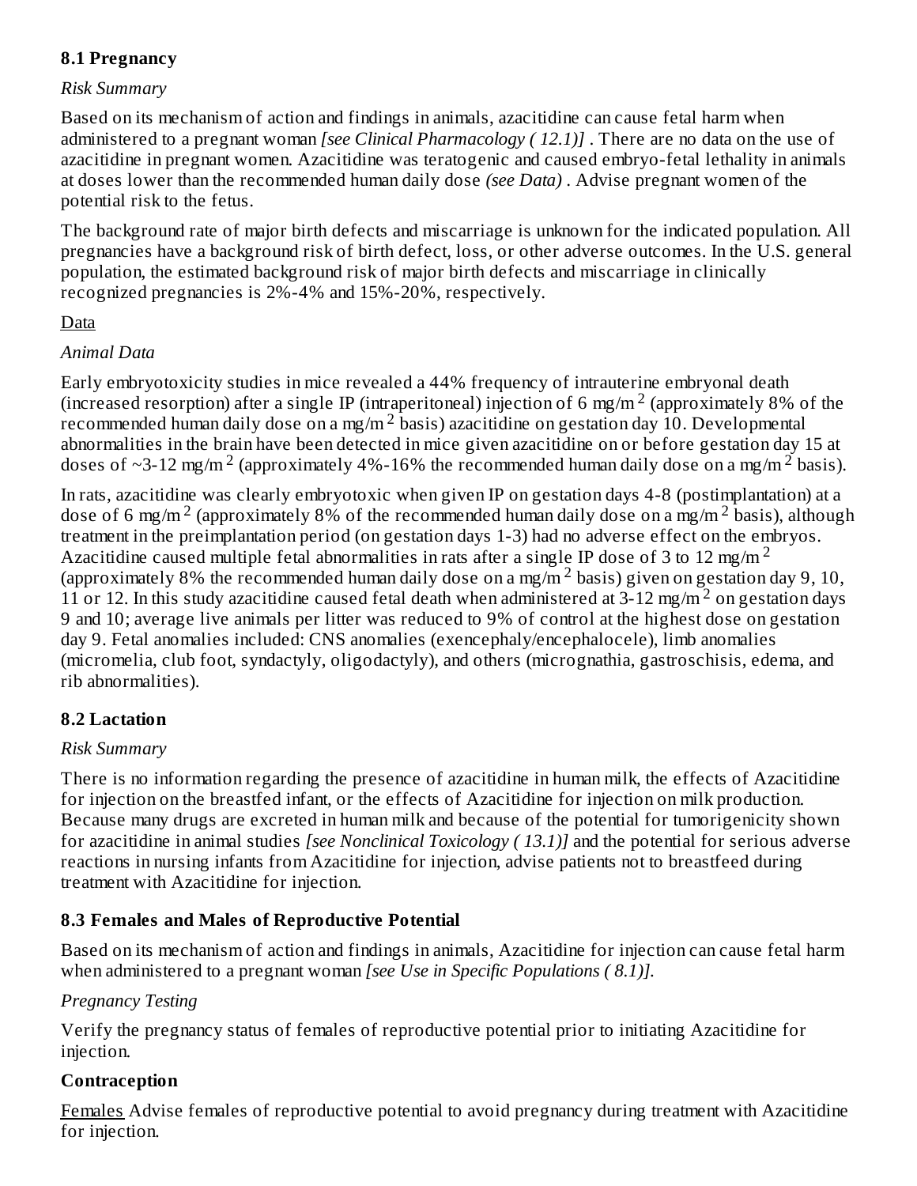### 8.1 Pregnancy

*Risk Summary*

Based on its mechanism of action and findings in animals, azacitidine can cause fetal harm when administered to a pregnant woman *[see Clinical Pharmacology ( 12.1)]* . There are no data on the use of azacitidine in pregnant women. Azacitidine was teratogenic and caused embryo-fetal lethality in animals at doses lower than the recommended human daily dose *(see Data)* . Advise pregnant women of the potential risk to the fetus.

The background rate of major birth defects and miscarriage is unknown for the indicated population. All pregnancies have a background risk of birth defect, loss, or other adverse outcomes. In the U.S. general population, the estimated background risk of major birth defects and miscarriage in clinically recognized pregnancies is 2%-4% and 15%-20%, respectively.

Data

*Animal Data*

Early embryotoxicity studies in mice revealed a 44% frequency of intrauterine embryonal death (increased resorption) after a single IP (intraperitoneal) injection of 6 mg/m$^2$ (approximately 8% of the recommended human daily dose on a mg/m$^2$ basis) azacitidine on gestation day 10. Developmental abnormalities in the brain have been detected in mice given azacitidine on or before gestation day 15 at doses of ~3-12 mg/m$^2$ (approximately 4%-16% the recommended human daily dose on a mg/m$^2$ basis).

In rats, azacitidine was clearly embryotoxic when given IP on gestation days 4-8 (postimplantation) at a dose of 6 mg/m$^2$ (approximately 8% of the recommended human daily dose on a mg/m$^2$ basis), although treatment in the preimplantation period (on gestation days 1-3) had no adverse effect on the embryos. Azacitidine caused multiple fetal abnormalities in rats after a single IP dose of 3 to 12 mg/m$^2$ (approximately 8% the recommended human daily dose on a mg/m$^2$ basis) given on gestation day 9, 10, 11 or 12. In this study azacitidine caused fetal death when administered at 3-12 mg/m$^2$ on gestation days 9 and 10; average live animals per litter was reduced to 9% of control at the highest dose on gestation day 9. Fetal anomalies included: CNS anomalies (exencephaly/encephalocele), limb anomalies (micromelia, club foot, syndactyly, oligodactyly), and others (micrognathia, gastroschisis, edema, and rib abnormalities).

### 8.2 Lactation

*Risk Summary*

There is no information regarding the presence of azacitidine in human milk, the effects of Azacitidine for injection on the breastfed infant, or the effects of Azacitidine for injection on milk production. Because many drugs are excreted in human milk and because of the potential for tumorigenicity shown for azacitidine in animal studies *[see Nonclinical Toxicology ( 13.1)]* and the potential for serious adverse reactions in nursing infants from Azacitidine for injection, advise patients not to breastfeed during treatment with Azacitidine for injection.

### 8.3 Females and Males of Reproductive Potential

Based on its mechanism of action and findings in animals, Azacitidine for injection can cause fetal harm when administered to a pregnant woman *[see Use in Specific Populations ( 8.1)].*

*Pregnancy Testing*

Verify the pregnancy status of females of reproductive potential prior to initiating Azacitidine for injection.

**Contraception**

Females Advise females of reproductive potential to avoid pregnancy during treatment with Azacitidine for injection.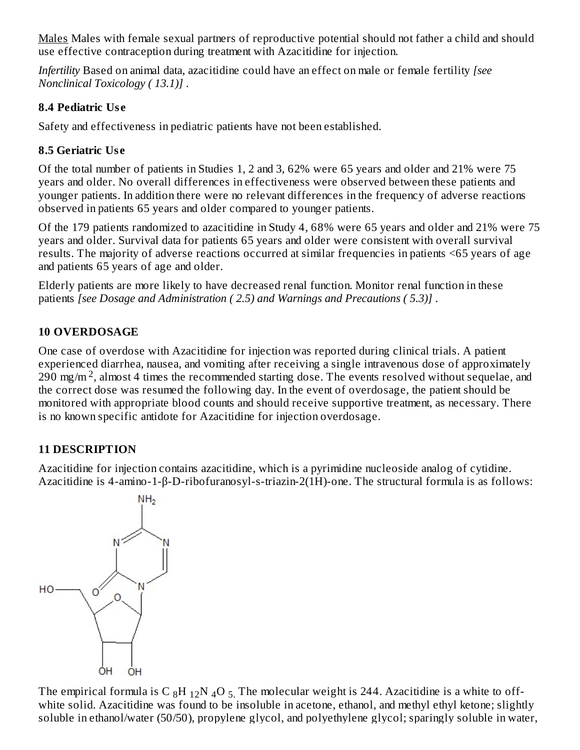Males Males with female sexual partners of reproductive potential should not father a child and should use effective contraception during treatment with Azacitidine for injection.

*Infertility* Based on animal data, azacitidine could have an effect on male or female fertility *[see Nonclinical Toxicology ( 13.1)]* .

### 8.4 Pediatric Use

Safety and effectiveness in pediatric patients have not been established.

### 8.5 Geriatric Use

Of the total number of patients in Studies 1, 2 and 3, 62% were 65 years and older and 21% were 75 years and older. No overall differences in effectiveness were observed between these patients and younger patients. In addition there were no relevant differences in the frequency of adverse reactions observed in patients 65 years and older compared to younger patients.

Of the 179 patients randomized to azacitidine in Study 4, 68% were 65 years and older and 21% were 75 years and older. Survival data for patients 65 years and older were consistent with overall survival results. The majority of adverse reactions occurred at similar frequencies in patients <65 years of age and patients 65 years of age and older.

Elderly patients are more likely to have decreased renal function. Monitor renal function in these patients *[see Dosage and Administration ( 2.5) and Warnings and Precautions ( 5.3)]* .

## 10 OVERDOSAGE

One case of overdose with Azacitidine for injection was reported during clinical trials. A patient experienced diarrhea, nausea, and vomiting after receiving a single intravenous dose of approximately 290 $mg/m^2$, almost 4 times the recommended starting dose. The events resolved without sequelae, and the correct dose was resumed the following day. In the event of overdosage, the patient should be monitored with appropriate blood counts and should receive supportive treatment, as necessary. There is no known specific antidote for Azacitidine for injection overdosage.

## 11 DESCRIPTION

Azacitidine for injection contains azacitidine, which is a pyrimidine nucleoside analog of cytidine. Azacitidine is 4-amino-1-β-D-ribofuranosyl-s-triazin-2(1H)-one. The structural formula is as follows:

The empirical formula is $C_8H_{12}N_4O_5$. The molecular weight is 244. Azacitidine is a white to off-white solid. Azacitidine was found to be insoluble in acetone, ethanol, and methyl ethyl ketone; slightly soluble in ethanol/water (50/50), propylene glycol, and polyethylene glycol; sparingly soluble in water,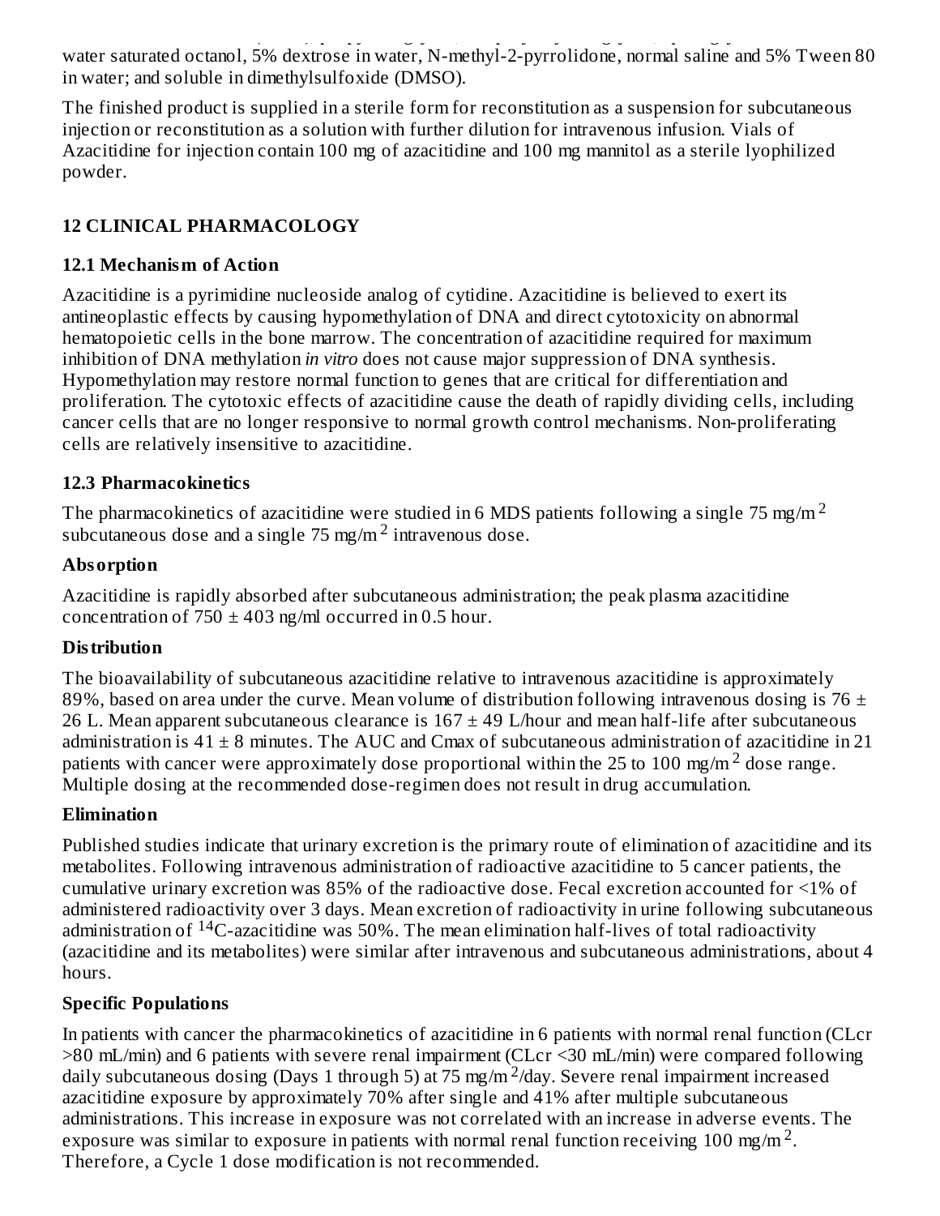water saturated octanol, 5% dextrose in water, N-methyl-2-pyrrolidone, normal saline and 5% Tween 80 in water; and soluble in dimethylsulfoxide (DMSO).

The finished product is supplied in a sterile form for reconstitution as a suspension for subcutaneous injection or reconstitution as a solution with further dilution for intravenous infusion. Vials of Azacitidine for injection contain 100 mg of azacitidine and 100 mg mannitol as a sterile lyophilized powder.

## 12 CLINICAL PHARMACOLOGY

### 12.1 Mechanism of Action

Azacitidine is a pyrimidine nucleoside analog of cytidine. Azacitidine is believed to exert its antineoplastic effects by causing hypomethylation of DNA and direct cytotoxicity on abnormal hematopoietic cells in the bone marrow. The concentration of azacitidine required for maximum inhibition of DNA methylation *in vitro* does not cause major suppression of DNA synthesis. Hypomethylation may restore normal function to genes that are critical for differentiation and proliferation. The cytotoxic effects of azacitidine cause the death of rapidly dividing cells, including cancer cells that are no longer responsive to normal growth control mechanisms. Non-proliferating cells are relatively insensitive to azacitidine.

### 12.3 Pharmacokinetics

The pharmacokinetics of azacitidine were studied in 6 MDS patients following a single 75 mg/m$^2$ subcutaneous dose and a single 75 mg/m$^2$ intravenous dose.

**Absorption**

Azacitidine is rapidly absorbed after subcutaneous administration; the peak plasma azacitidine concentration of 750 ± 403 ng/ml occurred in 0.5 hour.

**Distribution**

The bioavailability of subcutaneous azacitidine relative to intravenous azacitidine is approximately 89%, based on area under the curve. Mean volume of distribution following intravenous dosing is 76 ± 26 L. Mean apparent subcutaneous clearance is 167 ± 49 L/hour and mean half-life after subcutaneous administration is 41 ± 8 minutes. The AUC and Cmax of subcutaneous administration of azacitidine in 21 patients with cancer were approximately dose proportional within the 25 to 100 mg/m$^2$ dose range. Multiple dosing at the recommended dose-regimen does not result in drug accumulation.

**Elimination**

Published studies indicate that urinary excretion is the primary route of elimination of azacitidine and its metabolites. Following intravenous administration of radioactive azacitidine to 5 cancer patients, the cumulative urinary excretion was 85% of the radioactive dose. Fecal excretion accounted for <1% of administered radioactivity over 3 days. Mean excretion of radioactivity in urine following subcutaneous administration of $^{14}$C-azacitidine was 50%. The mean elimination half-lives of total radioactivity (azacitidine and its metabolites) were similar after intravenous and subcutaneous administrations, about 4 hours.

**Specific Populations**

In patients with cancer the pharmacokinetics of azacitidine in 6 patients with normal renal function (CLcr >80 mL/min) and 6 patients with severe renal impairment (CLcr <30 mL/min) were compared following daily subcutaneous dosing (Days 1 through 5) at 75 mg/m$^2$/day. Severe renal impairment increased azacitidine exposure by approximately 70% after single and 41% after multiple subcutaneous administrations. This increase in exposure was not correlated with an increase in adverse events. The exposure was similar to exposure in patients with normal renal function receiving 100 mg/m$^2$. Therefore, a Cycle 1 dose modification is not recommended.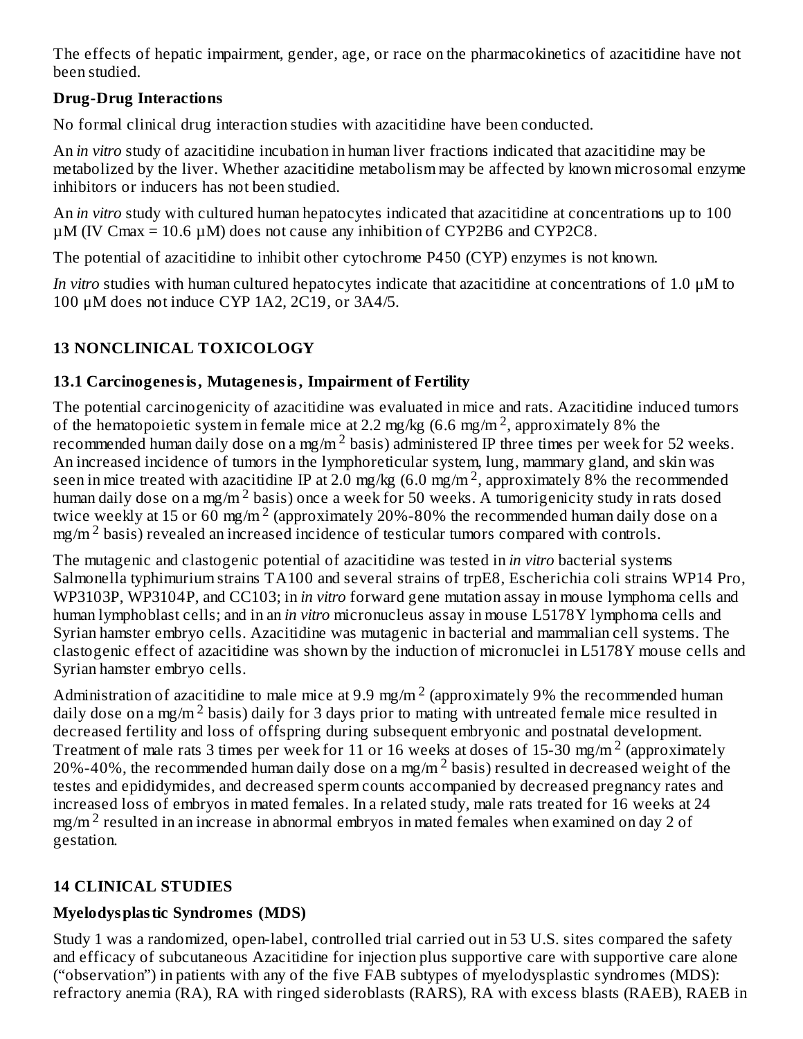The effects of hepatic impairment, gender, age, or race on the pharmacokinetics of azacitidine have not been studied.

**Drug-Drug Interactions**

No formal clinical drug interaction studies with azacitidine have been conducted.

An *in vitro* study of azacitidine incubation in human liver fractions indicated that azacitidine may be metabolized by the liver. Whether azacitidine metabolism may be affected by known microsomal enzyme inhibitors or inducers has not been studied.

An *in vitro* study with cultured human hepatocytes indicated that azacitidine at concentrations up to 100 µM (IV Cmax = 10.6 µM) does not cause any inhibition of CYP2B6 and CYP2C8.

The potential of azacitidine to inhibit other cytochrome P450 (CYP) enzymes is not known.

*In vitro* studies with human cultured hepatocytes indicate that azacitidine at concentrations of 1.0 µM to 100 µM does not induce CYP 1A2, 2C19, or 3A4/5.

## 13 NONCLINICAL TOXICOLOGY

### 13.1 Carcinogenesis, Mutagenesis, Impairment of Fertility

The potential carcinogenicity of azacitidine was evaluated in mice and rats. Azacitidine induced tumors of the hematopoietic system in female mice at 2.2 mg/kg (6.6 mg/m$^2$, approximately 8% the recommended human daily dose on a mg/m$^2$ basis) administered IP three times per week for 52 weeks. An increased incidence of tumors in the lymphoreticular system, lung, mammary gland, and skin was seen in mice treated with azacitidine IP at 2.0 mg/kg (6.0 mg/m$^2$, approximately 8% the recommended human daily dose on a mg/m$^2$ basis) once a week for 50 weeks. A tumorigenicity study in rats dosed twice weekly at 15 or 60 mg/m$^2$ (approximately 20%-80% the recommended human daily dose on a mg/m$^2$ basis) revealed an increased incidence of testicular tumors compared with controls.

The mutagenic and clastogenic potential of azacitidine was tested in *in vitro* bacterial systems Salmonella typhimurium strains TA100 and several strains of trpE8, Escherichia coli strains WP14 Pro, WP3103P, WP3104P, and CC103; in *in vitro* forward gene mutation assay in mouse lymphoma cells and human lymphoblast cells; and in an *in vitro* micronucleus assay in mouse L5178Y lymphoma cells and Syrian hamster embryo cells. Azacitidine was mutagenic in bacterial and mammalian cell systems. The clastogenic effect of azacitidine was shown by the induction of micronuclei in L5178Y mouse cells and Syrian hamster embryo cells.

Administration of azacitidine to male mice at 9.9 mg/m$^2$ (approximately 9% the recommended human daily dose on a mg/m$^2$ basis) daily for 3 days prior to mating with untreated female mice resulted in decreased fertility and loss of offspring during subsequent embryonic and postnatal development. Treatment of male rats 3 times per week for 11 or 16 weeks at doses of 15-30 mg/m$^2$ (approximately 20%-40%, the recommended human daily dose on a mg/m$^2$ basis) resulted in decreased weight of the testes and epididymides, and decreased sperm counts accompanied by decreased pregnancy rates and increased loss of embryos in mated females. In a related study, male rats treated for 16 weeks at 24 mg/m$^2$ resulted in an increase in abnormal embryos in mated females when examined on day 2 of gestation.

## 14 CLINICAL STUDIES

### Myelodysplastic Syndromes (MDS)

Study 1 was a randomized, open-label, controlled trial carried out in 53 U.S. sites compared the safety and efficacy of subcutaneous Azacitidine for injection plus supportive care with supportive care alone ("observation") in patients with any of the five FAB subtypes of myelodysplastic syndromes (MDS): refractory anemia (RA), RA with ringed sideroblasts (RARS), RA with excess blasts (RAEB), RAEB in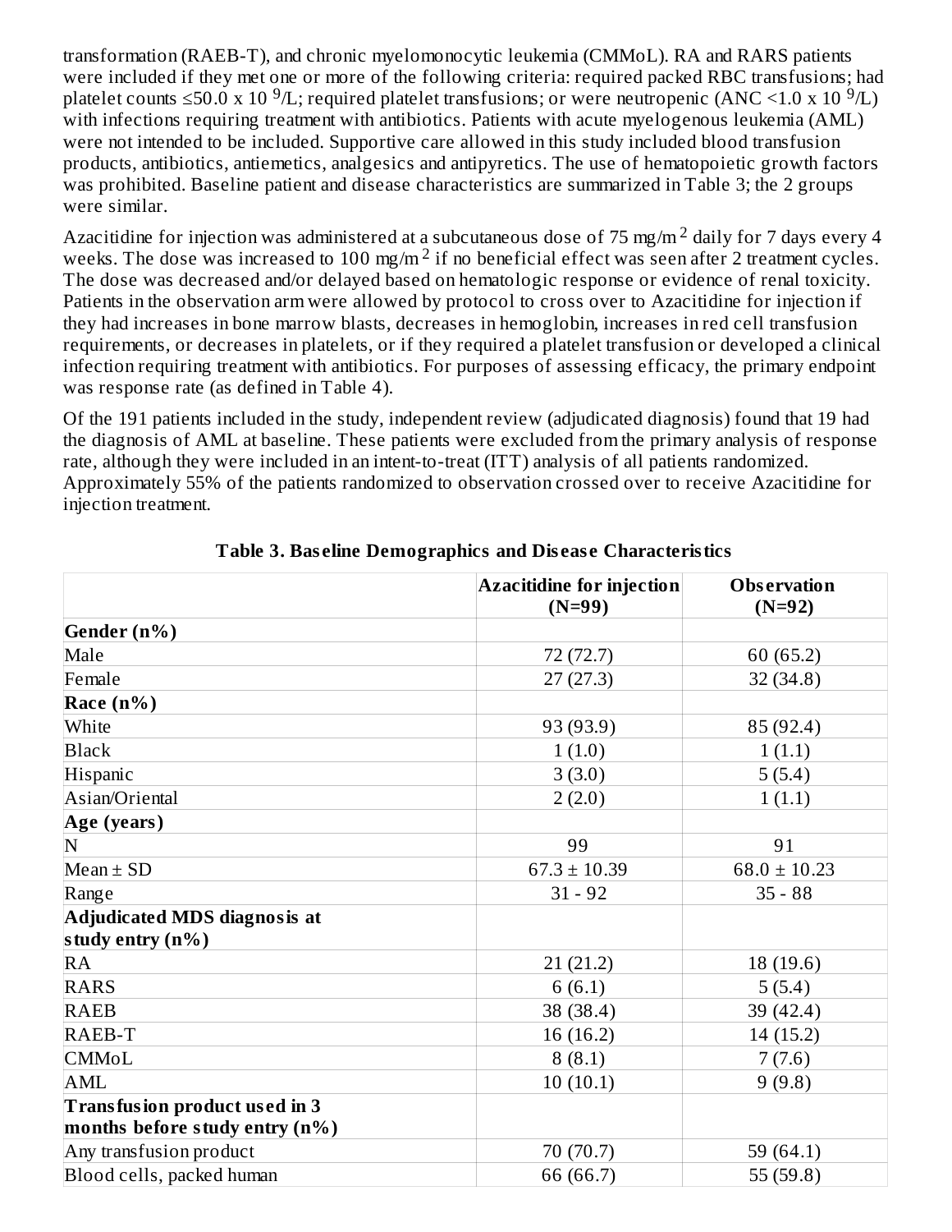transformation (RAEB-T), and chronic myelomonocytic leukemia (CMMoL). RA and RARS patients were included if they met one or more of the following criteria: required packed RBC transfusions; had platelet counts ≤50.0 x $10^9$/L; required platelet transfusions; or were neutropenic (ANC <1.0 x $10^9$/L) with infections requiring treatment with antibiotics. Patients with acute myelogenous leukemia (AML) were not intended to be included. Supportive care allowed in this study included blood transfusion products, antibiotics, antiemetics, analgesics and antipyretics. The use of hematopoietic growth factors was prohibited. Baseline patient and disease characteristics are summarized in Table 3; the 2 groups were similar.

Azacitidine for injection was administered at a subcutaneous dose of 75 mg/$m^2$ daily for 7 days every 4 weeks. The dose was increased to 100 mg/$m^2$ if no beneficial effect was seen after 2 treatment cycles. The dose was decreased and/or delayed based on hematologic response or evidence of renal toxicity. Patients in the observation arm were allowed by protocol to cross over to Azacitidine for injection if they had increases in bone marrow blasts, decreases in hemoglobin, increases in red cell transfusion requirements, or decreases in platelets, or if they required a platelet transfusion or developed a clinical infection requiring treatment with antibiotics. For purposes of assessing efficacy, the primary endpoint was response rate (as defined in Table 4).

Of the 191 patients included in the study, independent review (adjudicated diagnosis) found that 19 had the diagnosis of AML at baseline. These patients were excluded from the primary analysis of response rate, although they were included in an intent-to-treat (ITT) analysis of all patients randomized. Approximately 55% of the patients randomized to observation crossed over to receive Azacitidine for injection treatment.

**Table 3. Baseline Demographics and Disease Characteristics**

| | Azacitidine for injection (N=99) | Observation (N=92) |
|---|---|---|
| **Gender (n%)** | | |
| Male | 72 (72.7) | 60 (65.2) |
| Female | 27 (27.3) | 32 (34.8) |
| **Race (n%)** | | |
| White | 93 (93.9) | 85 (92.4) |
| Black | 1 (1.0) | 1 (1.1) |
| Hispanic | 3 (3.0) | 5 (5.4) |
| Asian/Oriental | 2 (2.0) | 1 (1.1) |
| **Age (years)** | | |
| N | 99 | 91 |
| Mean ± SD | 67.3 ± 10.39 | 68.0 ± 10.23 |
| Range | 31 - 92 | 35 - 88 |
| **Adjudicated MDS diagnosis at study entry (n%)** | | |
| RA | 21 (21.2) | 18 (19.6) |
| RARS | 6 (6.1) | 5 (5.4) |
| RAEB | 38 (38.4) | 39 (42.4) |
| RAEB-T | 16 (16.2) | 14 (15.2) |
| CMMoL | 8 (8.1) | 7 (7.6) |
| AML | 10 (10.1) | 9 (9.8) |
| **Transfusion product used in 3 months before study entry (n%)** | | |
| Any transfusion product | 70 (70.7) | 59 (64.1) |
| Blood cells, packed human | 66 (66.7) | 55 (59.8) |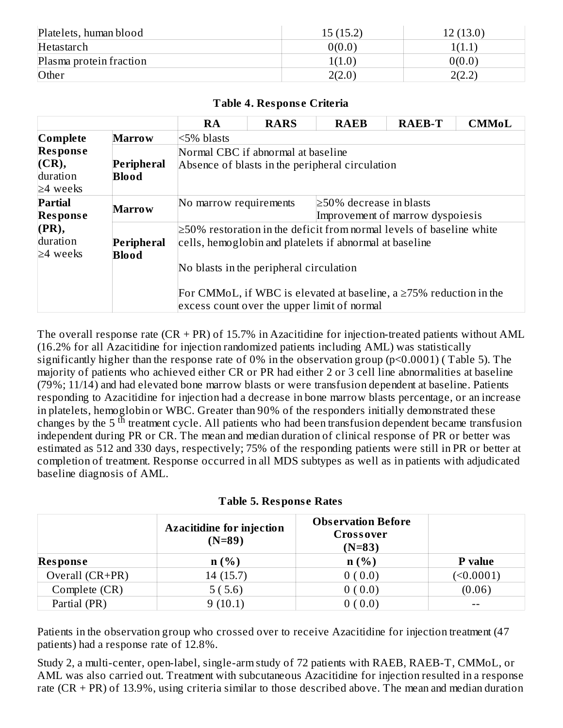| Platelets, human blood | 15 (15.2) | 12 (13.0) |
|---|---|---|
| Hetastarch | 0(0.0) | 1(1.1) |
| Plasma protein fraction | 1(1.0) | 0(0.0) |
| Other | 2(2.0) | 2(2.2) |

**Table 4. Response Criteria**

| | | RA | RARS | RAEB | RAEB-T | CMMoL |
|---|---|---|---|---|---|---|
| **Complete Response (CR),** duration ≥4 weeks | **Marrow** | <5% blasts | | | | |
| | **Peripheral Blood** | Normal CBC if abnormal at baseline<br>Absence of blasts in the peripheral circulation | | | | |
| **Partial Response (PR),** duration ≥4 weeks | **Marrow** | No marrow requirements | | ≥50% decrease in blasts<br>Improvement of marrow dyspoiesis | | |
| | **Peripheral Blood** | ≥50% restoration in the deficit from normal levels of baseline white cells, hemoglobin and platelets if abnormal at baseline<br><br>No blasts in the peripheral circulation<br><br>For CMMoL, if WBC is elevated at baseline, a ≥75% reduction in the excess count over the upper limit of normal | | | | |

The overall response rate (CR + PR) of 15.7% in Azacitidine for injection-treated patients without AML (16.2% for all Azacitidine for injection randomized patients including AML) was statistically significantly higher than the response rate of 0% in the observation group (p<0.0001) ( Table 5). The majority of patients who achieved either CR or PR had either 2 or 3 cell line abnormalities at baseline (79%; 11/14) and had elevated bone marrow blasts or were transfusion dependent at baseline. Patients responding to Azacitidine for injection had a decrease in bone marrow blasts percentage, or an increase in platelets, hemoglobin or WBC. Greater than 90% of the responders initially demonstrated these changes by the 5 th treatment cycle. All patients who had been transfusion dependent became transfusion independent during PR or CR. The mean and median duration of clinical response of PR or better was estimated as 512 and 330 days, respectively; 75% of the responding patients were still in PR or better at completion of treatment. Response occurred in all MDS subtypes as well as in patients with adjudicated baseline diagnosis of AML.

**Table 5. Response Rates**

| | Azacitidine for injection (N=89) | Observation Before Crossover (N=83) | |
|---|---|---|---|
| **Response** | **n (%)** | **n (%)** | **P value** |
| Overall (CR+PR) | 14 (15.7) | 0 ( 0.0) | (<0.0001) |
| Complete (CR) | 5 ( 5.6) | 0 ( 0.0) | (0.06) |
| Partial (PR) | 9 (10.1) | 0 ( 0.0) | -- |

Patients in the observation group who crossed over to receive Azacitidine for injection treatment (47 patients) had a response rate of 12.8%.

Study 2, a multi-center, open-label, single-arm study of 72 patients with RAEB, RAEB-T, CMMoL, or AML was also carried out. Treatment with subcutaneous Azacitidine for injection resulted in a response rate (CR + PR) of 13.9%, using criteria similar to those described above. The mean and median duration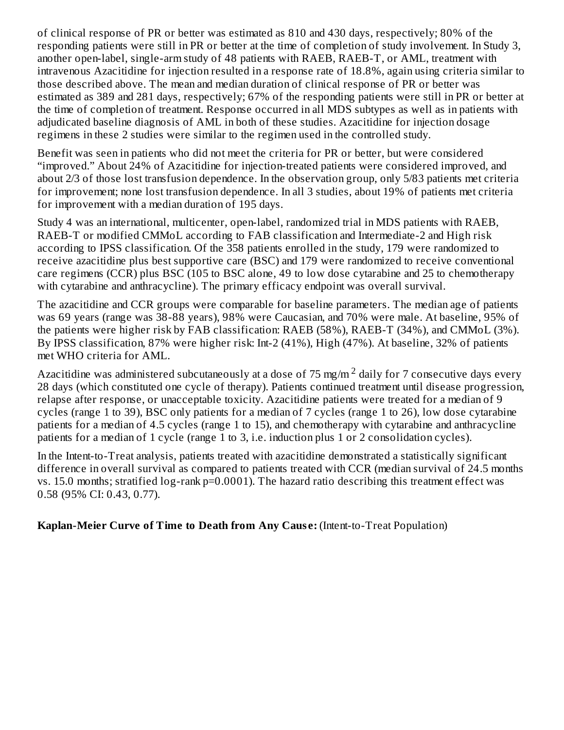of clinical response of PR or better was estimated as 810 and 430 days, respectively; 80% of the responding patients were still in PR or better at the time of completion of study involvement. In Study 3, another open-label, single-arm study of 48 patients with RAEB, RAEB-T, or AML, treatment with intravenous Azacitidine for injection resulted in a response rate of 18.8%, again using criteria similar to those described above. The mean and median duration of clinical response of PR or better was estimated as 389 and 281 days, respectively; 67% of the responding patients were still in PR or better at the time of completion of treatment. Response occurred in all MDS subtypes as well as in patients with adjudicated baseline diagnosis of AML in both of these studies. Azacitidine for injection dosage regimens in these 2 studies were similar to the regimen used in the controlled study.

Benefit was seen in patients who did not meet the criteria for PR or better, but were considered "improved." About 24% of Azacitidine for injection-treated patients were considered improved, and about 2/3 of those lost transfusion dependence. In the observation group, only 5/83 patients met criteria for improvement; none lost transfusion dependence. In all 3 studies, about 19% of patients met criteria for improvement with a median duration of 195 days.

Study 4 was an international, multicenter, open-label, randomized trial in MDS patients with RAEB, RAEB-T or modified CMMoL according to FAB classification and Intermediate-2 and High risk according to IPSS classification. Of the 358 patients enrolled in the study, 179 were randomized to receive azacitidine plus best supportive care (BSC) and 179 were randomized to receive conventional care regimens (CCR) plus BSC (105 to BSC alone, 49 to low dose cytarabine and 25 to chemotherapy with cytarabine and anthracycline). The primary efficacy endpoint was overall survival.

The azacitidine and CCR groups were comparable for baseline parameters. The median age of patients was 69 years (range was 38-88 years), 98% were Caucasian, and 70% were male. At baseline, 95% of the patients were higher risk by FAB classification: RAEB (58%), RAEB-T (34%), and CMMoL (3%). By IPSS classification, 87% were higher risk: Int-2 (41%), High (47%). At baseline, 32% of patients met WHO criteria for AML.

Azacitidine was administered subcutaneously at a dose of 75 mg/m$^2$ daily for 7 consecutive days every 28 days (which constituted one cycle of therapy). Patients continued treatment until disease progression, relapse after response, or unacceptable toxicity. Azacitidine patients were treated for a median of 9 cycles (range 1 to 39), BSC only patients for a median of 7 cycles (range 1 to 26), low dose cytarabine patients for a median of 4.5 cycles (range 1 to 15), and chemotherapy with cytarabine and anthracycline patients for a median of 1 cycle (range 1 to 3, i.e. induction plus 1 or 2 consolidation cycles).

In the Intent-to-Treat analysis, patients treated with azacitidine demonstrated a statistically significant difference in overall survival as compared to patients treated with CCR (median survival of 24.5 months vs. 15.0 months; stratified log-rank p=0.0001). The hazard ratio describing this treatment effect was 0.58 (95% CI: 0.43, 0.77).

**Kaplan-Meier Curve of Time to Death from Any Cause:** (Intent-to-Treat Population)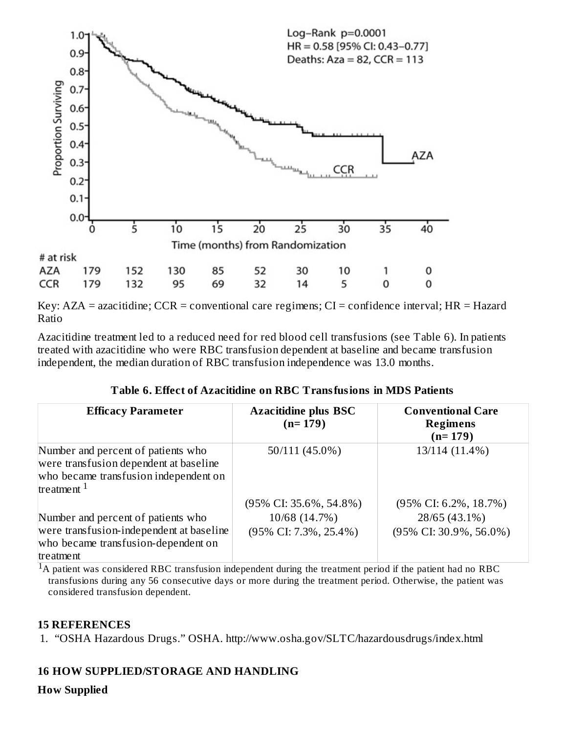Key: AZA = azacitidine; CCR = conventional care regimens; CI = confidence interval; HR = Hazard Ratio

Azacitidine treatment led to a reduced need for red blood cell transfusions (see Table 6). In patients treated with azacitidine who were RBC transfusion dependent at baseline and became transfusion independent, the median duration of RBC transfusion independence was 13.0 months.

**Table 6. Effect of Azacitidine on RBC Transfusions in MDS Patients**

| Efficacy Parameter | Azacitidine plus BSC (n= 179) | Conventional Care Regimens (n= 179) |
|---|---|---|
| Number and percent of patients who were transfusion dependent at baseline who became transfusion independent on treatment [1] | 50/111 (45.0%) (95% CI: 35.6%, 54.8%) | 13/114 (11.4%) (95% CI: 6.2%, 18.7%) |
| Number and percent of patients who were transfusion-independent at baseline who became transfusion-dependent on treatment | 10/68 (14.7%) (95% CI: 7.3%, 25.4%) | 28/65 (43.1%) (95% CI: 30.9%, 56.0%) |

[1]A patient was considered RBC transfusion independent during the treatment period if the patient had no RBC transfusions during any 56 consecutive days or more during the treatment period. Otherwise, the patient was considered transfusion dependent.

## 15 REFERENCES

1. "OSHA Hazardous Drugs." OSHA. http://www.osha.gov/SLTC/hazardousdrugs/index.html

## 16 HOW SUPPLIED/STORAGE AND HANDLING

**How Supplied**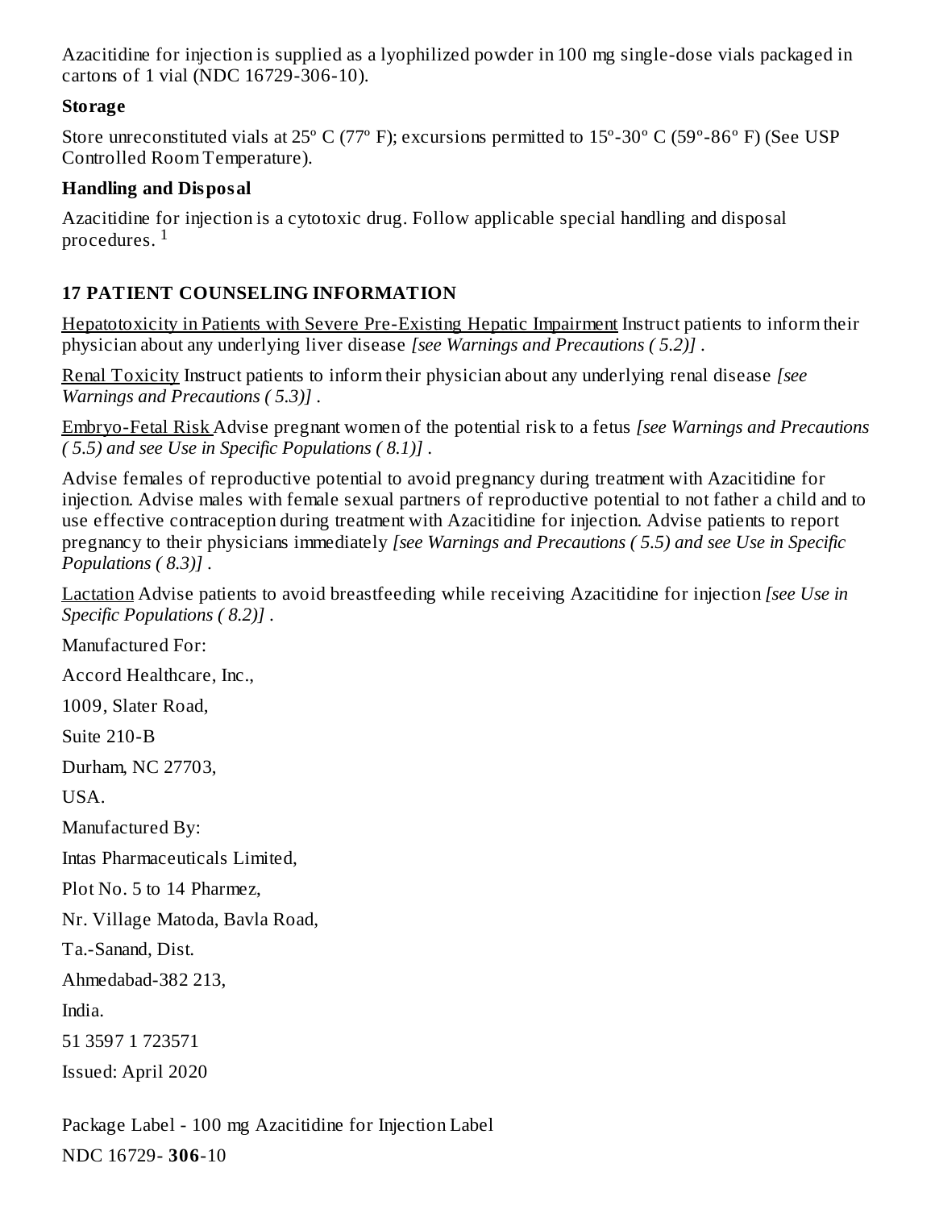Azacitidine for injection is supplied as a lyophilized powder in 100 mg single-dose vials packaged in cartons of 1 vial (NDC 16729-306-10).

**Storage**

Store unreconstituted vials at 25º C (77º F); excursions permitted to 15º-30º C (59º-86º F) (See USP Controlled Room Temperature).

**Handling and Disposal**

Azacitidine for injection is a cytotoxic drug. Follow applicable special handling and disposal procedures. [1]

## 17 PATIENT COUNSELING INFORMATION

Hepatotoxicity in Patients with Severe Pre-Existing Hepatic Impairment Instruct patients to inform their physician about any underlying liver disease *[see Warnings and Precautions ( 5.2)]* .

Renal Toxicity Instruct patients to inform their physician about any underlying renal disease *[see Warnings and Precautions ( 5.3)]* .

Embryo-Fetal Risk Advise pregnant women of the potential risk to a fetus *[see Warnings and Precautions ( 5.5) and see Use in Specific Populations ( 8.1)]* .

Advise females of reproductive potential to avoid pregnancy during treatment with Azacitidine for injection. Advise males with female sexual partners of reproductive potential to not father a child and to use effective contraception during treatment with Azacitidine for injection. Advise patients to report pregnancy to their physicians immediately *[see Warnings and Precautions ( 5.5) and see Use in Specific Populations ( 8.3)]* .

Lactation Advise patients to avoid breastfeeding while receiving Azacitidine for injection *[see Use in Specific Populations ( 8.2)]* .

Manufactured For:

Accord Healthcare, Inc.,

1009, Slater Road,

Suite 210-B

Durham, NC 27703,

USA.

Manufactured By:

Intas Pharmaceuticals Limited,

Plot No. 5 to 14 Pharmez,

Nr. Village Matoda, Bavla Road,

Ta.-Sanand, Dist.

Ahmedabad-382 213,

India.

51 3597 1 723571

Issued: April 2020

Package Label - 100 mg Azacitidine for Injection Label

NDC 16729- **306**-10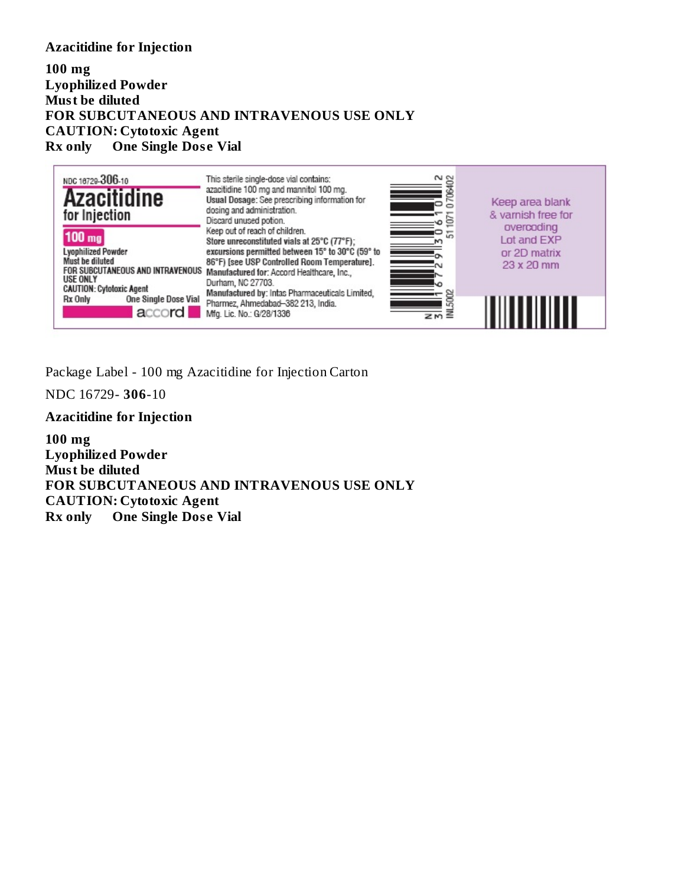**Azacitidine for Injection**

**100 mg**
**Lyophilized Powder**
**Must be diluted**
**FOR SUBCUTANEOUS AND INTRAVENOUS USE ONLY**
**CAUTION: Cytotoxic Agent**
**Rx only One Single Dose Vial**

NDC 16729-306-10

Azacitidine for Injection

100 mg

Lyophilized Powder
Must be diluted
FOR SUBCUTANEOUS AND INTRAVENOUS USE ONLY
CAUTION: Cytotoxic Agent
Rx Only One Single Dose Vial

accord

This sterile single-dose vial contains: azacitidine 100 mg and mannitol 100 mg.
Usual Dosage: See prescribing information for dosing and administration.
Discard unused potion.
Keep out of reach of children.
Store unreconstituted vials at 25°C (77°F); excursions permitted between 15° to 30°C (59° to 86°F) [see USP Controlled Room Temperature].
Manufactured for: Accord Healthcare, Inc., Durham, NC 27703.
Manufactured by: Intas Pharmaceuticals Limited, Pharmez, Ahmedabad–382 213, India.
Mfg. Lic. No.: G/28/1336

N 3 16729 30610 2

INL5002 511071 0706402

Keep area blank & varnish free for overcoding Lot and EXP or 2D matrix 23 x 20 mm

Package Label - 100 mg Azacitidine for Injection Carton

NDC 16729- **306**-10

**Azacitidine for Injection**

**100 mg**
**Lyophilized Powder**
**Must be diluted**
**FOR SUBCUTANEOUS AND INTRAVENOUS USE ONLY**
**CAUTION: Cytotoxic Agent**
**Rx only One Single Dose Vial**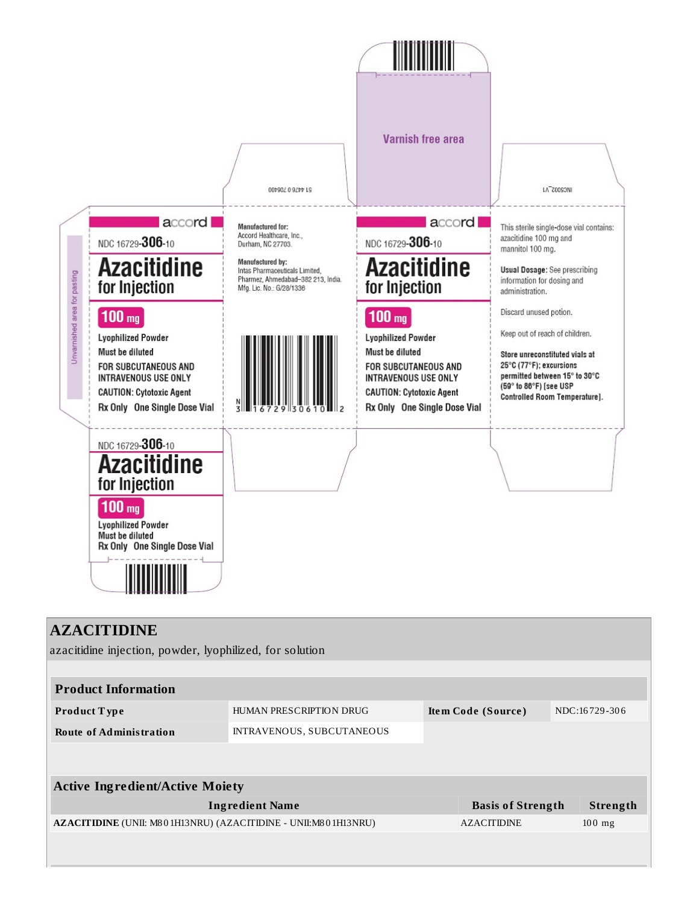Unvarnished area for pasting

accord

NDC 16729-**306**-10

# Azacitidine for Injection

**100 mg**

Lyophilized Powder

Must be diluted

FOR SUBCUTANEOUS AND INTRAVENOUS USE ONLY

CAUTION: Cytotoxic Agent

Rx Only One Single Dose Vial

51 44760 706400

**Manufactured for:**
Accord Healthcare, Inc.,
Durham, NC 27703.

**Manufactured by:**
Intas Pharmaceuticals Limited,
Pharmez, Ahmedabad–382 213, India.
Mfg. Lic. No.: G/28/1336

N 3 16729 30610 2

Varnish free area

accord

NDC 16729-**306**-10

# Azacitidine for Injection

**100 mg**

Lyophilized Powder

Must be diluted

FOR SUBCUTANEOUS AND INTRAVENOUS USE ONLY

CAUTION: Cytotoxic Agent

Rx Only One Single Dose Vial

INC5002_V1

This sterile single-dose vial contains: azacitidine 100 mg and mannitol 100 mg.

**Usual Dosage:** See prescribing information for dosing and administration.

Discard unused potion.

Keep out of reach of children.

**Store unreconstituted vials at 25°C (77°F); excursions permitted between 15° to 30°C (59° to 86°F) [see USP Controlled Room Temperature].**

NDC 16729-**306**-10

# Azacitidine for Injection

**100 mg**

Lyophilized Powder

Must be diluted

Rx Only One Single Dose Vial

## AZACITIDINE

azacitidine injection, powder, lyophilized, for solution

| Product Information | | | |
|---|---|---|---|
| **Product Type** | HUMAN PRESCRIPTION DRUG | **Item Code (Source)** | NDC:16729-306 |
| **Route of Administration** | INTRAVENOUS, SUBCUTANEOUS | | |

| Active Ingredient/Active Moiety | | |
|---|---|---|
| **Ingredient Name** | **Basis of Strength** | **Strength** |
| **AZACITIDINE** (UNII: M801H13NRU) (AZACITIDINE - UNII:M801H13NRU) | AZACITIDINE | 100 mg |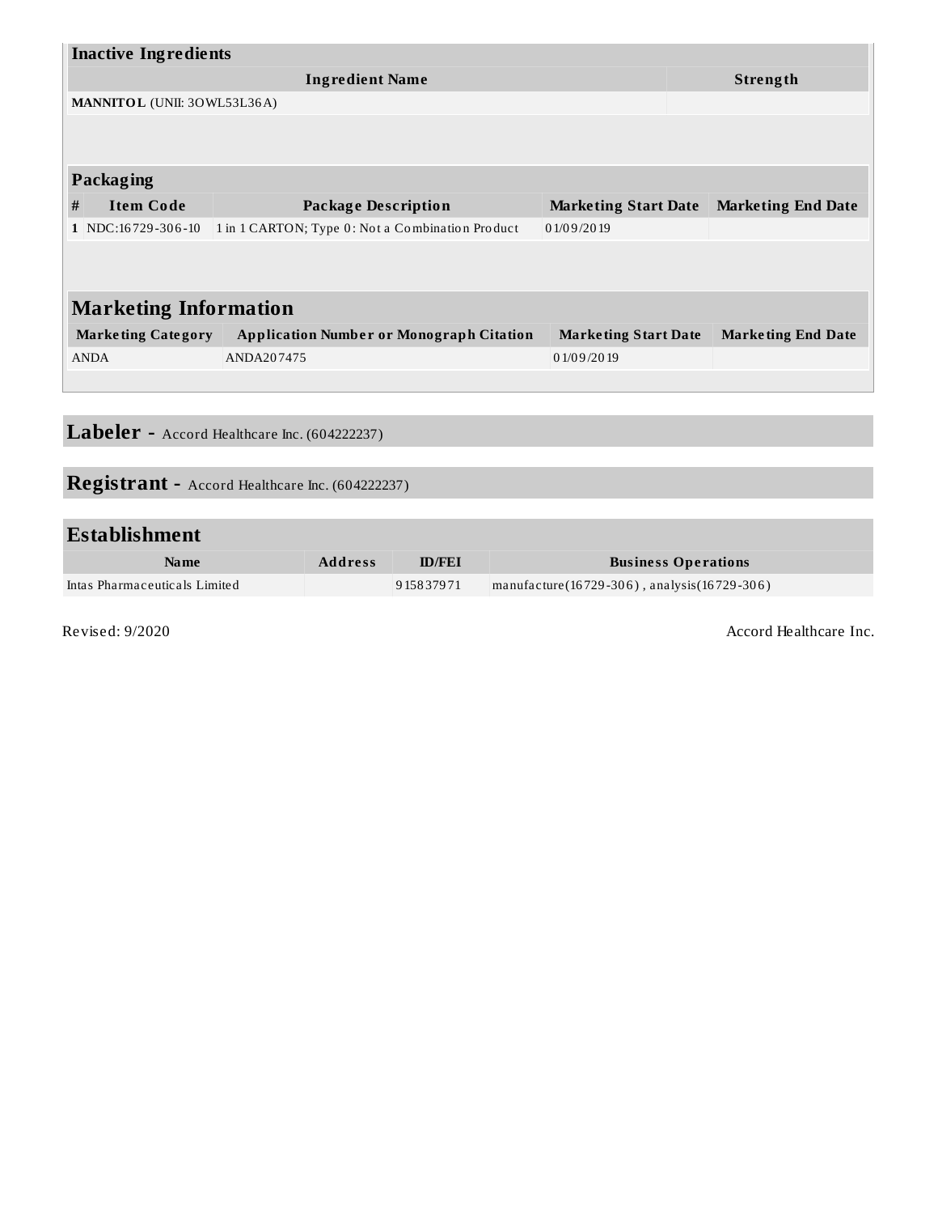## Inactive Ingredients

| Ingredient Name | Strength |
|---|---|
| **MANNITOL** (UNII: 3OWL53L36A) | |

## Packaging

| # | Item Code | Package Description | Marketing Start Date | Marketing End Date |
|---|---|---|---|---|
| 1 | NDC:16729-306-10 | 1 in 1 CARTON; Type 0: Not a Combination Product | 01/09/2019 | |

## Marketing Information

| Marketing Category | Application Number or Monograph Citation | Marketing Start Date | Marketing End Date |
|---|---|---|---|
| ANDA | ANDA207475 | 01/09/2019 | |

## Labeler - Accord Healthcare Inc. (604222237)

## Registrant - Accord Healthcare Inc. (604222237)

## Establishment

| Name | Address | ID/FEI | Business Operations |
|---|---|---|---|
| Intas Pharmaceuticals Limited | | 915837971 | manufacture(16729-306) , analysis(16729-306) |

Revised: 9/2020

Accord Healthcare Inc.